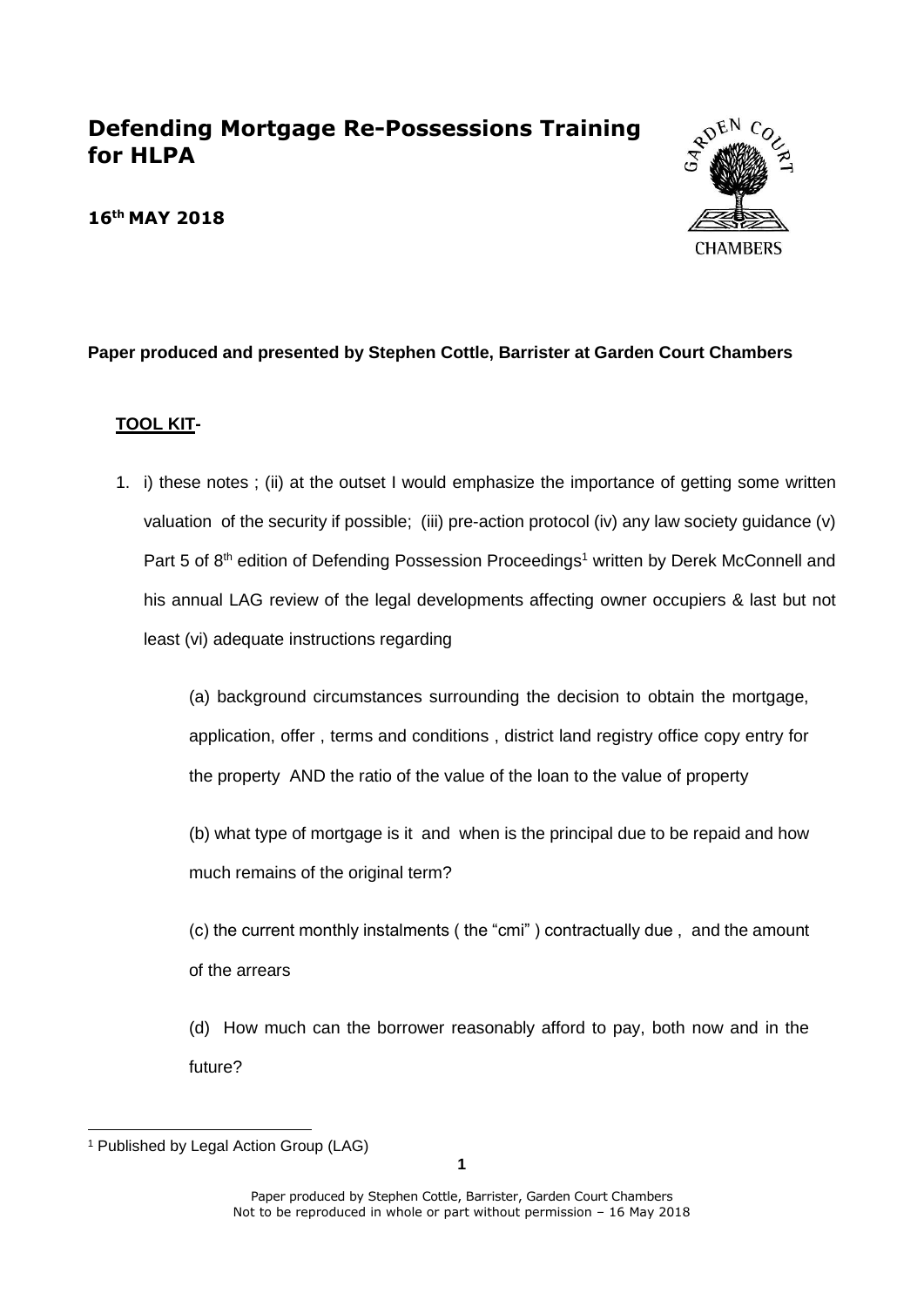# Defending Mortgage Re-Possessions Training for HLPA

**16th MAY 2018**

**Paper produced and presented by Stephen Cottle, Barrister at Garden Court Chambers**

**TOOL KIT-**

1. i) these notes ; (ii) at the outset I would emphasize the importance of getting some written valuation of the security if possible; (iii) pre-action protocol (iv) any law society guidance (v) Part 5 of 8th edition of Defending Possession Proceedings[1] written by Derek McConnell and his annual LAG review of the legal developments affecting owner occupiers & last but not least (vi) adequate instructions regarding

   (a) background circumstances surrounding the decision to obtain the mortgage, application, offer , terms and conditions , district land registry office copy entry for the property AND the ratio of the value of the loan to the value of property

   (b) what type of mortgage is it and when is the principal due to be repaid and how much remains of the original term?

   (c) the current monthly instalments ( the "cmi" ) contractually due , and the amount of the arrears

   (d) How much can the borrower reasonably afford to pay, both now and in the future?

[1] Published by Legal Action Group (LAG)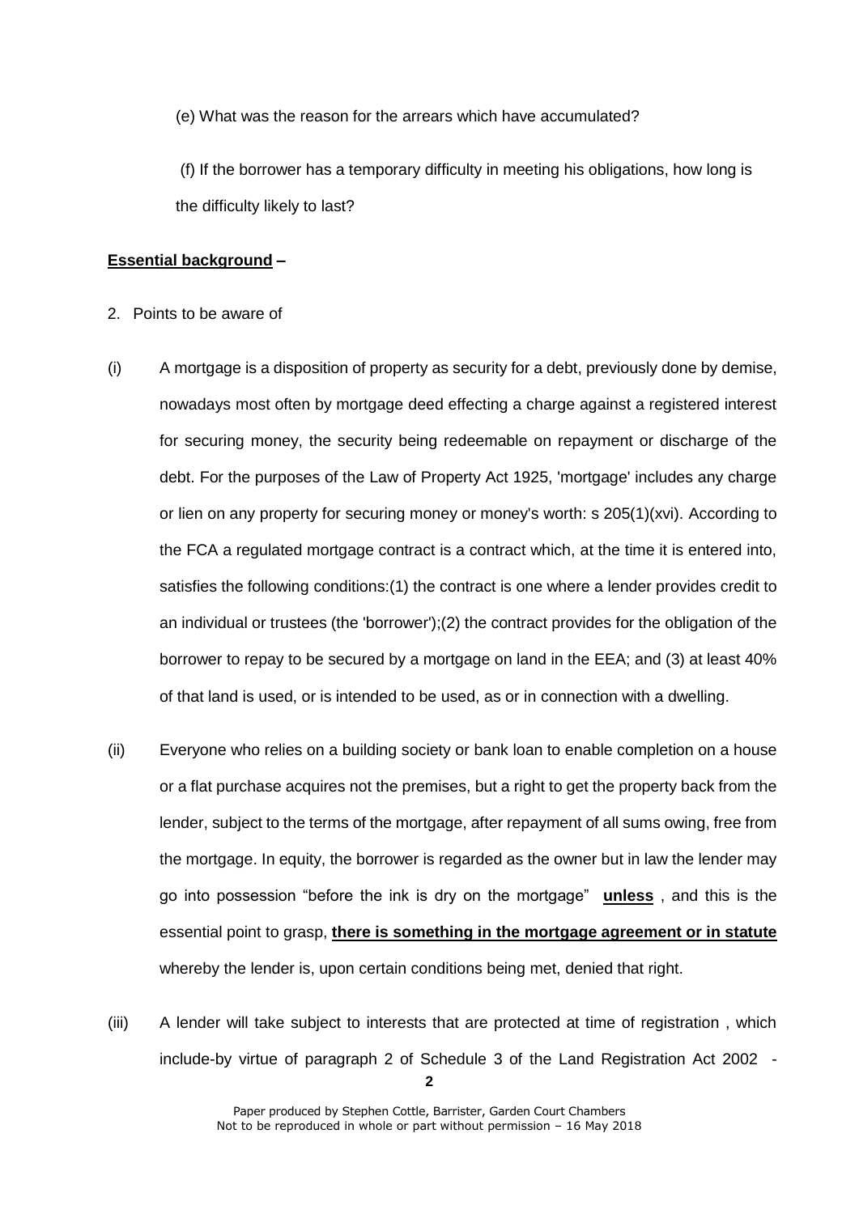(e) What was the reason for the arrears which have accumulated?

(f) If the borrower has a temporary difficulty in meeting his obligations, how long is the difficulty likely to last?

**<u>Essential background</u> –**

2. Points to be aware of

(i) A mortgage is a disposition of property as security for a debt, previously done by demise, nowadays most often by mortgage deed effecting a charge against a registered interest for securing money, the security being redeemable on repayment or discharge of the debt. For the purposes of the Law of Property Act 1925, 'mortgage' includes any charge or lien on any property for securing money or money's worth: s 205(1)(xvi). According to the FCA a regulated mortgage contract is a contract which, at the time it is entered into, satisfies the following conditions:(1) the contract is one where a lender provides credit to an individual or trustees (the 'borrower');(2) the contract provides for the obligation of the borrower to repay to be secured by a mortgage on land in the EEA; and (3) at least 40% of that land is used, or is intended to be used, as or in connection with a dwelling.

(ii) Everyone who relies on a building society or bank loan to enable completion on a house or a flat purchase acquires not the premises, but a right to get the property back from the lender, subject to the terms of the mortgage, after repayment of all sums owing, free from the mortgage. In equity, the borrower is regarded as the owner but in law the lender may go into possession "before the ink is dry on the mortgage" **<u>unless</u>** , and this is the essential point to grasp, **<u>there is something in the mortgage agreement or in statute</u>** whereby the lender is, upon certain conditions being met, denied that right.

(iii) A lender will take subject to interests that are protected at time of registration , which include-by virtue of paragraph 2 of Schedule 3 of the Land Registration Act 2002 -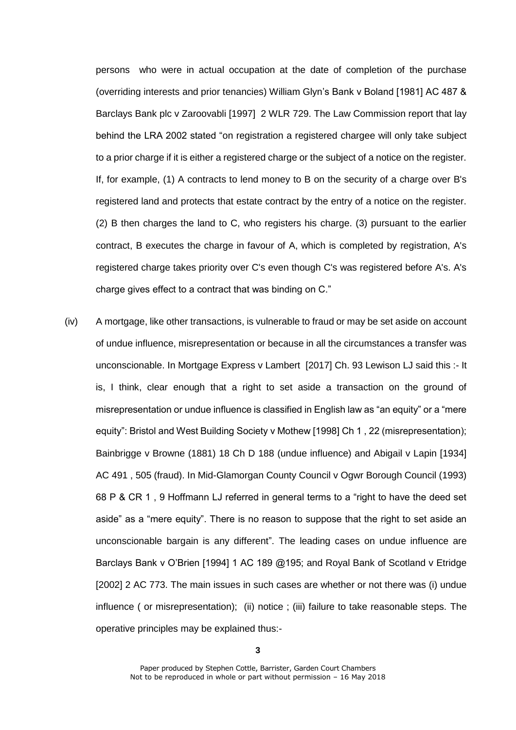persons who were in actual occupation at the date of completion of the purchase (overriding interests and prior tenancies) William Glyn's Bank v Boland [1981] AC 487 & Barclays Bank plc v Zaroovabli [1997] 2 WLR 729. The Law Commission report that lay behind the LRA 2002 stated "on registration a registered chargee will only take subject to a prior charge if it is either a registered charge or the subject of a notice on the register. If, for example, (1) A contracts to lend money to B on the security of a charge over B's registered land and protects that estate contract by the entry of a notice on the register. (2) B then charges the land to C, who registers his charge. (3) pursuant to the earlier contract, B executes the charge in favour of A, which is completed by registration, A's registered charge takes priority over C's even though C's was registered before A's. A's charge gives effect to a contract that was binding on C."

(iv) A mortgage, like other transactions, is vulnerable to fraud or may be set aside on account of undue influence, misrepresentation or because in all the circumstances a transfer was unconscionable. In Mortgage Express v Lambert [2017] Ch. 93 Lewison LJ said this :- It is, I think, clear enough that a right to set aside a transaction on the ground of misrepresentation or undue influence is classified in English law as "an equity" or a "mere equity": Bristol and West Building Society v Mothew [1998] Ch 1 , 22 (misrepresentation); Bainbrigge v Browne (1881) 18 Ch D 188 (undue influence) and Abigail v Lapin [1934] AC 491 , 505 (fraud). In Mid-Glamorgan County Council v Ogwr Borough Council (1993) 68 P & CR 1 , 9 Hoffmann LJ referred in general terms to a "right to have the deed set aside" as a "mere equity". There is no reason to suppose that the right to set aside an unconscionable bargain is any different". The leading cases on undue influence are Barclays Bank v O'Brien [1994] 1 AC 189 @195; and Royal Bank of Scotland v Etridge [2002] 2 AC 773. The main issues in such cases are whether or not there was (i) undue influence ( or misrepresentation); (ii) notice ; (iii) failure to take reasonable steps. The operative principles may be explained thus:-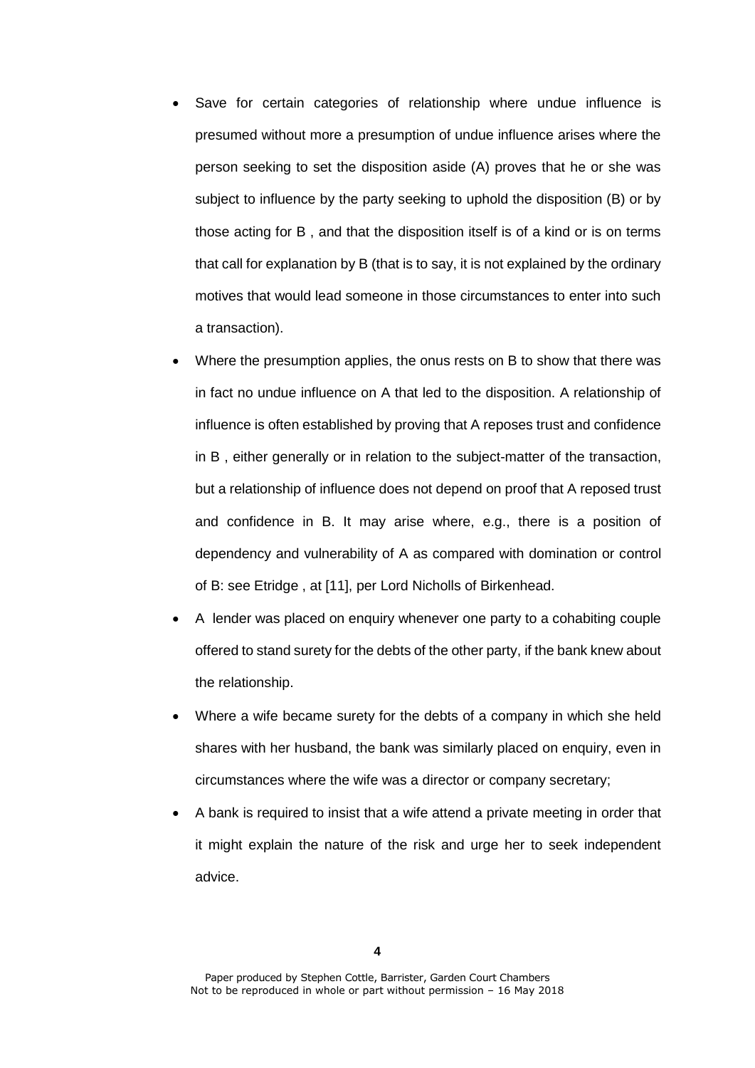- Save for certain categories of relationship where undue influence is presumed without more a presumption of undue influence arises where the person seeking to set the disposition aside (A) proves that he or she was subject to influence by the party seeking to uphold the disposition (B) or by those acting for B , and that the disposition itself is of a kind or is on terms that call for explanation by B (that is to say, it is not explained by the ordinary motives that would lead someone in those circumstances to enter into such a transaction).
- Where the presumption applies, the onus rests on B to show that there was in fact no undue influence on A that led to the disposition. A relationship of influence is often established by proving that A reposes trust and confidence in B , either generally or in relation to the subject-matter of the transaction, but a relationship of influence does not depend on proof that A reposed trust and confidence in B. It may arise where, e.g., there is a position of dependency and vulnerability of A as compared with domination or control of B: see Etridge , at [11], per Lord Nicholls of Birkenhead.
- A lender was placed on enquiry whenever one party to a cohabiting couple offered to stand surety for the debts of the other party, if the bank knew about the relationship.
- Where a wife became surety for the debts of a company in which she held shares with her husband, the bank was similarly placed on enquiry, even in circumstances where the wife was a director or company secretary;
- A bank is required to insist that a wife attend a private meeting in order that it might explain the nature of the risk and urge her to seek independent advice.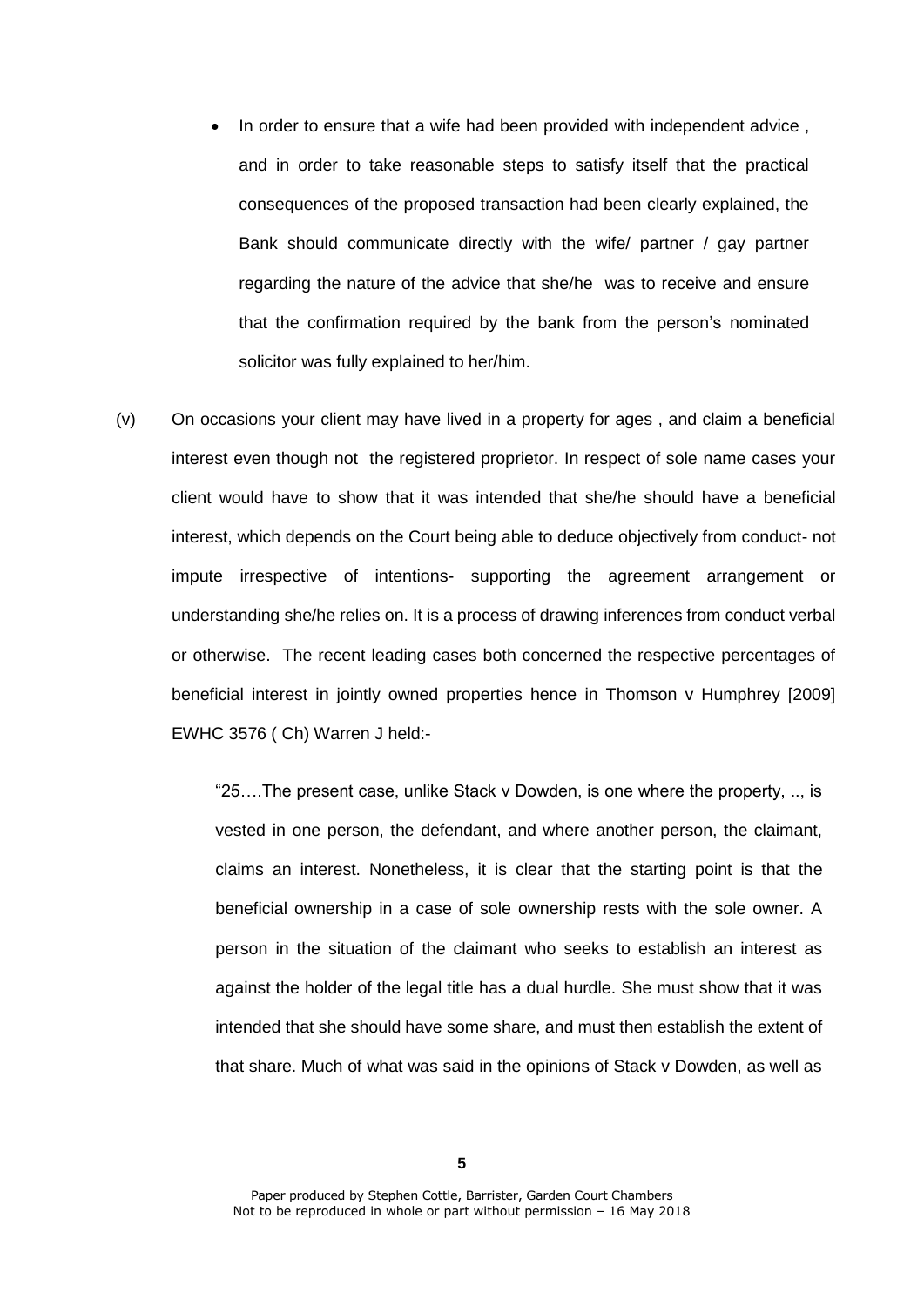- In order to ensure that a wife had been provided with independent advice , and in order to take reasonable steps to satisfy itself that the practical consequences of the proposed transaction had been clearly explained, the Bank should communicate directly with the wife/ partner / gay partner regarding the nature of the advice that she/he was to receive and ensure that the confirmation required by the bank from the person's nominated solicitor was fully explained to her/him.

(v) On occasions your client may have lived in a property for ages , and claim a beneficial interest even though not the registered proprietor. In respect of sole name cases your client would have to show that it was intended that she/he should have a beneficial interest, which depends on the Court being able to deduce objectively from conduct- not impute irrespective of intentions- supporting the agreement arrangement or understanding she/he relies on. It is a process of drawing inferences from conduct verbal or otherwise. The recent leading cases both concerned the respective percentages of beneficial interest in jointly owned properties hence in Thomson v Humphrey [2009] EWHC 3576 ( Ch) Warren J held:-

> "25….The present case, unlike Stack v Dowden, is one where the property, .., is vested in one person, the defendant, and where another person, the claimant, claims an interest. Nonetheless, it is clear that the starting point is that the beneficial ownership in a case of sole ownership rests with the sole owner. A person in the situation of the claimant who seeks to establish an interest as against the holder of the legal title has a dual hurdle. She must show that it was intended that she should have some share, and must then establish the extent of that share. Much of what was said in the opinions of Stack v Dowden, as well as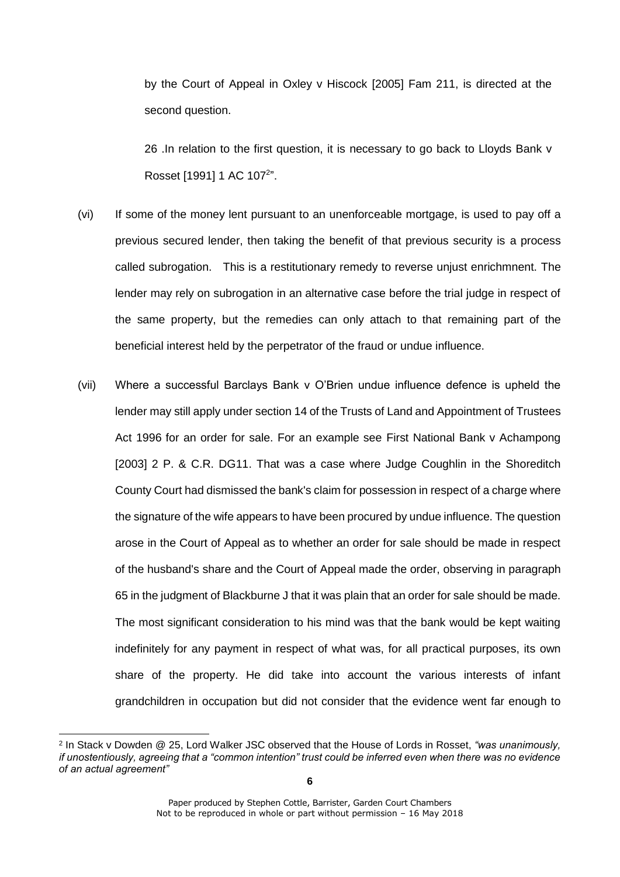by the Court of Appeal in Oxley v Hiscock [2005] Fam 211, is directed at the second question.

26 .In relation to the first question, it is necessary to go back to Lloyds Bank v Rosset [1991] 1 AC 107[2]".

(vi) If some of the money lent pursuant to an unenforceable mortgage, is used to pay off a previous secured lender, then taking the benefit of that previous security is a process called subrogation. This is a restitutionary remedy to reverse unjust enrichmnent. The lender may rely on subrogation in an alternative case before the trial judge in respect of the same property, but the remedies can only attach to that remaining part of the beneficial interest held by the perpetrator of the fraud or undue influence.

(vii) Where a successful Barclays Bank v O'Brien undue influence defence is upheld the lender may still apply under section 14 of the Trusts of Land and Appointment of Trustees Act 1996 for an order for sale. For an example see First National Bank v Achampong [2003] 2 P. & C.R. DG11. That was a case where Judge Coughlin in the Shoreditch County Court had dismissed the bank's claim for possession in respect of a charge where the signature of the wife appears to have been procured by undue influence. The question arose in the Court of Appeal as to whether an order for sale should be made in respect of the husband's share and the Court of Appeal made the order, observing in paragraph 65 in the judgment of Blackburne J that it was plain that an order for sale should be made. The most significant consideration to his mind was that the bank would be kept waiting indefinitely for any payment in respect of what was, for all practical purposes, its own share of the property. He did take into account the various interests of infant grandchildren in occupation but did not consider that the evidence went far enough to

[2] In Stack v Dowden @ 25, Lord Walker JSC observed that the House of Lords in Rosset, *"was unanimously, if unostentiously, agreeing that a "common intention" trust could be inferred even when there was no evidence of an actual agreement"*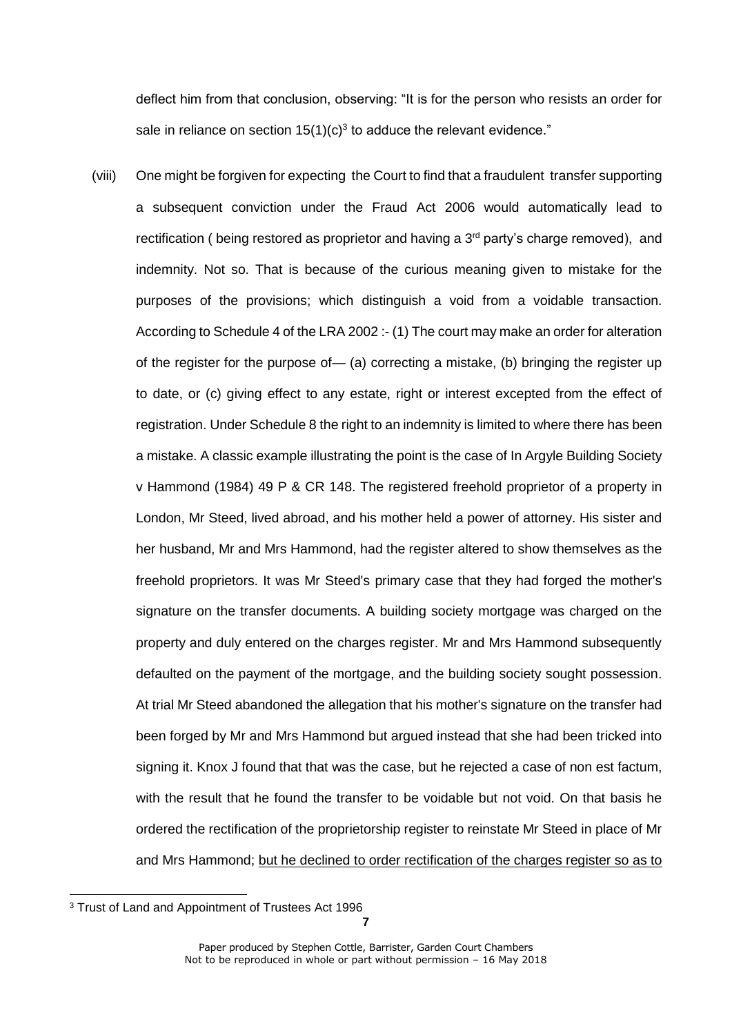deflect him from that conclusion, observing: "It is for the person who resists an order for sale in reliance on section 15(1)(c)[3] to adduce the relevant evidence."

(viii) One might be forgiven for expecting the Court to find that a fraudulent transfer supporting a subsequent conviction under the Fraud Act 2006 would automatically lead to rectification ( being restored as proprietor and having a 3rd party's charge removed), and indemnity. Not so. That is because of the curious meaning given to mistake for the purposes of the provisions; which distinguish a void from a voidable transaction. According to Schedule 4 of the LRA 2002 :- (1) The court may make an order for alteration of the register for the purpose of— (a) correcting a mistake, (b) bringing the register up to date, or (c) giving effect to any estate, right or interest excepted from the effect of registration. Under Schedule 8 the right to an indemnity is limited to where there has been a mistake. A classic example illustrating the point is the case of In Argyle Building Society v Hammond (1984) 49 P & CR 148. The registered freehold proprietor of a property in London, Mr Steed, lived abroad, and his mother held a power of attorney. His sister and her husband, Mr and Mrs Hammond, had the register altered to show themselves as the freehold proprietors. It was Mr Steed's primary case that they had forged the mother's signature on the transfer documents. A building society mortgage was charged on the property and duly entered on the charges register. Mr and Mrs Hammond subsequently defaulted on the payment of the mortgage, and the building society sought possession. At trial Mr Steed abandoned the allegation that his mother's signature on the transfer had been forged by Mr and Mrs Hammond but argued instead that she had been tricked into signing it. Knox J found that that was the case, but he rejected a case of non est factum, with the result that he found the transfer to be voidable but not void. On that basis he ordered the rectification of the proprietorship register to reinstate Mr Steed in place of Mr and Mrs Hammond; <u>but he declined to order rectification of the charges register so as to</u>

[3] Trust of Land and Appointment of Trustees Act 1996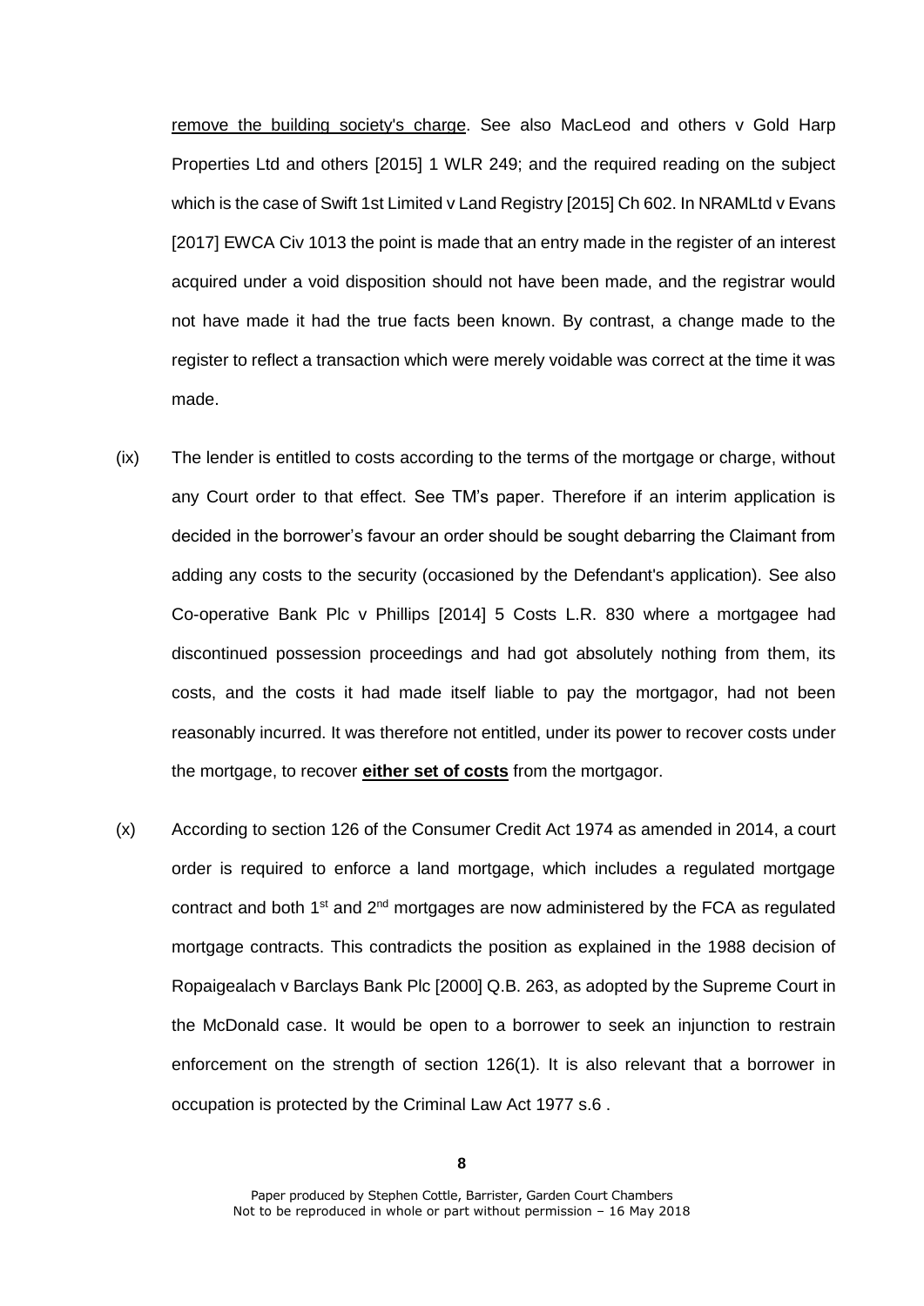remove the building society's charge. See also MacLeod and others v Gold Harp Properties Ltd and others [2015] 1 WLR 249; and the required reading on the subject which is the case of Swift 1st Limited v Land Registry [2015] Ch 602. In NRAMLtd v Evans [2017] EWCA Civ 1013 the point is made that an entry made in the register of an interest acquired under a void disposition should not have been made, and the registrar would not have made it had the true facts been known. By contrast, a change made to the register to reflect a transaction which were merely voidable was correct at the time it was made.

(ix) The lender is entitled to costs according to the terms of the mortgage or charge, without any Court order to that effect. See TM's paper. Therefore if an interim application is decided in the borrower's favour an order should be sought debarring the Claimant from adding any costs to the security (occasioned by the Defendant's application). See also Co-operative Bank Plc v Phillips [2014] 5 Costs L.R. 830 where a mortgagee had discontinued possession proceedings and had got absolutely nothing from them, its costs, and the costs it had made itself liable to pay the mortgagor, had not been reasonably incurred. It was therefore not entitled, under its power to recover costs under the mortgage, to recover **either set of costs** from the mortgagor.

(x) According to section 126 of the Consumer Credit Act 1974 as amended in 2014, a court order is required to enforce a land mortgage, which includes a regulated mortgage contract and both 1st and 2nd mortgages are now administered by the FCA as regulated mortgage contracts. This contradicts the position as explained in the 1988 decision of Ropaigealach v Barclays Bank Plc [2000] Q.B. 263, as adopted by the Supreme Court in the McDonald case. It would be open to a borrower to seek an injunction to restrain enforcement on the strength of section 126(1). It is also relevant that a borrower in occupation is protected by the Criminal Law Act 1977 s.6 .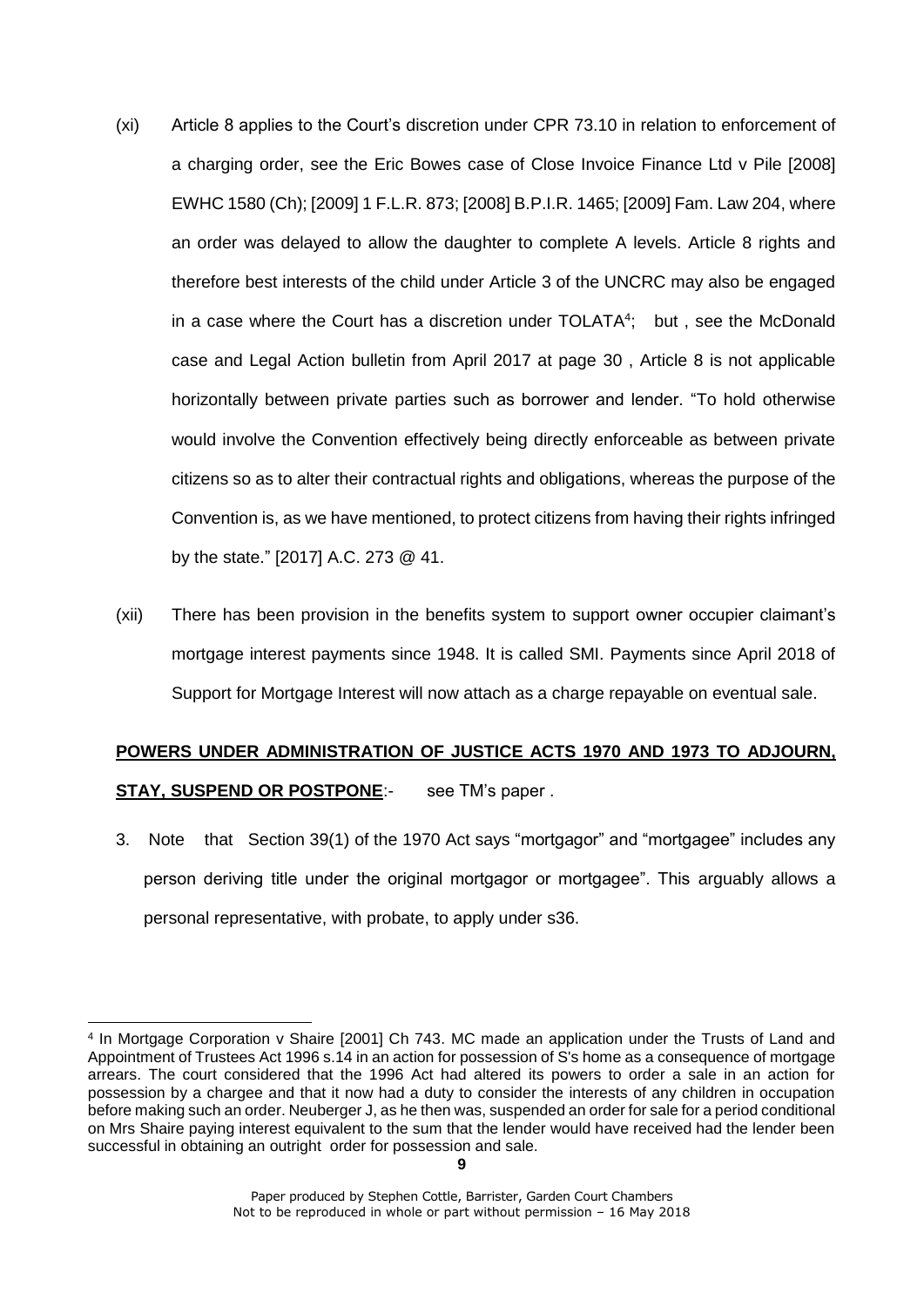(xi) Article 8 applies to the Court's discretion under CPR 73.10 in relation to enforcement of a charging order, see the Eric Bowes case of Close Invoice Finance Ltd v Pile [2008] EWHC 1580 (Ch); [2009] 1 F.L.R. 873; [2008] B.P.I.R. 1465; [2009] Fam. Law 204, where an order was delayed to allow the daughter to complete A levels. Article 8 rights and therefore best interests of the child under Article 3 of the UNCRC may also be engaged in a case where the Court has a discretion under TOLATA[4]; but , see the McDonald case and Legal Action bulletin from April 2017 at page 30 , Article 8 is not applicable horizontally between private parties such as borrower and lender. "To hold otherwise would involve the Convention effectively being directly enforceable as between private citizens so as to alter their contractual rights and obligations, whereas the purpose of the Convention is, as we have mentioned, to protect citizens from having their rights infringed by the state." [2017] A.C. 273 @ 41.

(xii) There has been provision in the benefits system to support owner occupier claimant's mortgage interest payments since 1948. It is called SMI. Payments since April 2018 of Support for Mortgage Interest will now attach as a charge repayable on eventual sale.

**POWERS UNDER ADMINISTRATION OF JUSTICE ACTS 1970 AND 1973 TO ADJOURN, STAY, SUSPEND OR POSTPONE**:- see TM's paper .

3. Note that Section 39(1) of the 1970 Act says "mortgagor" and "mortgagee" includes any person deriving title under the original mortgagor or mortgagee". This arguably allows a personal representative, with probate, to apply under s36.

[4] In Mortgage Corporation v Shaire [2001] Ch 743. MC made an application under the Trusts of Land and Appointment of Trustees Act 1996 s.14 in an action for possession of S's home as a consequence of mortgage arrears. The court considered that the 1996 Act had altered its powers to order a sale in an action for possession by a chargee and that it now had a duty to consider the interests of any children in occupation before making such an order. Neuberger J, as he then was, suspended an order for sale for a period conditional on Mrs Shaire paying interest equivalent to the sum that the lender would have received had the lender been successful in obtaining an outright order for possession and sale.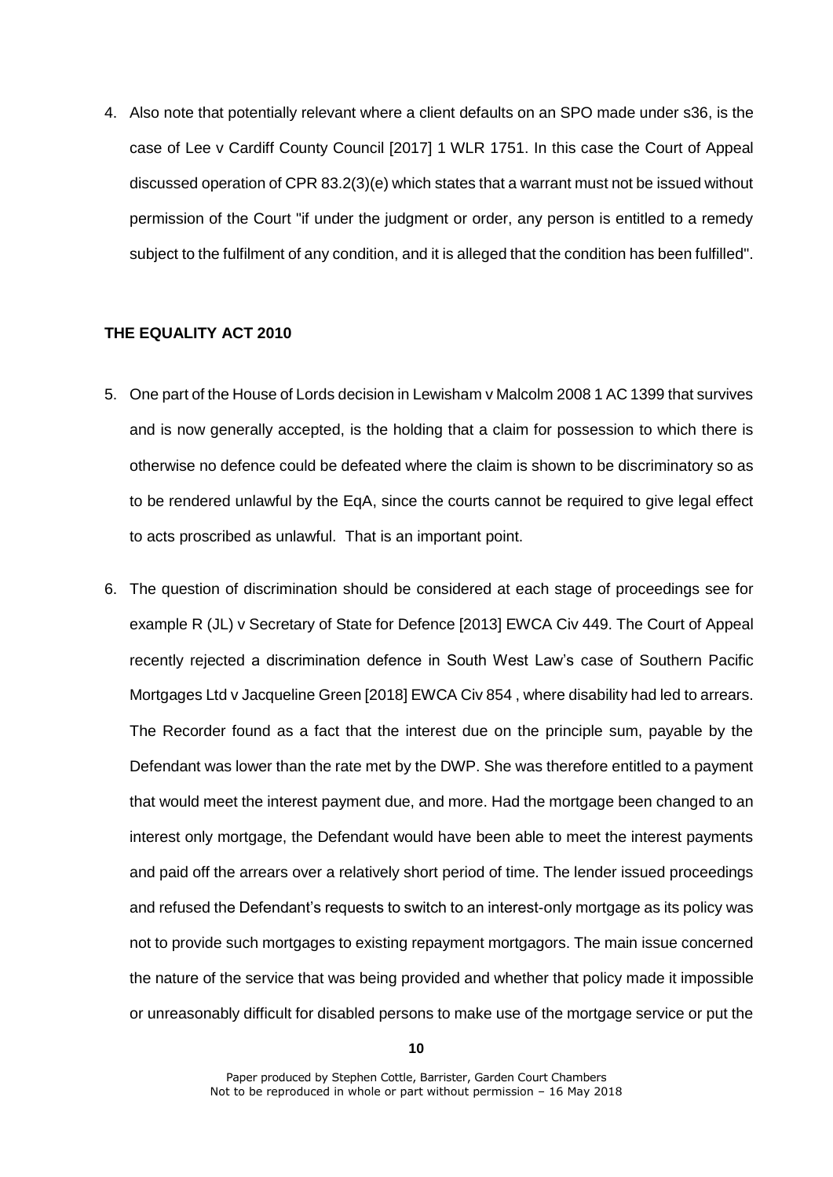4. Also note that potentially relevant where a client defaults on an SPO made under s36, is the case of Lee v Cardiff County Council [2017] 1 WLR 1751. In this case the Court of Appeal discussed operation of CPR 83.2(3)(e) which states that a warrant must not be issued without permission of the Court "if under the judgment or order, any person is entitled to a remedy subject to the fulfilment of any condition, and it is alleged that the condition has been fulfilled".

**THE EQUALITY ACT 2010**

5. One part of the House of Lords decision in Lewisham v Malcolm 2008 1 AC 1399 that survives and is now generally accepted, is the holding that a claim for possession to which there is otherwise no defence could be defeated where the claim is shown to be discriminatory so as to be rendered unlawful by the EqA, since the courts cannot be required to give legal effect to acts proscribed as unlawful. That is an important point.

6. The question of discrimination should be considered at each stage of proceedings see for example R (JL) v Secretary of State for Defence [2013] EWCA Civ 449. The Court of Appeal recently rejected a discrimination defence in South West Law's case of Southern Pacific Mortgages Ltd v Jacqueline Green [2018] EWCA Civ 854 , where disability had led to arrears. The Recorder found as a fact that the interest due on the principle sum, payable by the Defendant was lower than the rate met by the DWP. She was therefore entitled to a payment that would meet the interest payment due, and more. Had the mortgage been changed to an interest only mortgage, the Defendant would have been able to meet the interest payments and paid off the arrears over a relatively short period of time. The lender issued proceedings and refused the Defendant's requests to switch to an interest-only mortgage as its policy was not to provide such mortgages to existing repayment mortgagors. The main issue concerned the nature of the service that was being provided and whether that policy made it impossible or unreasonably difficult for disabled persons to make use of the mortgage service or put the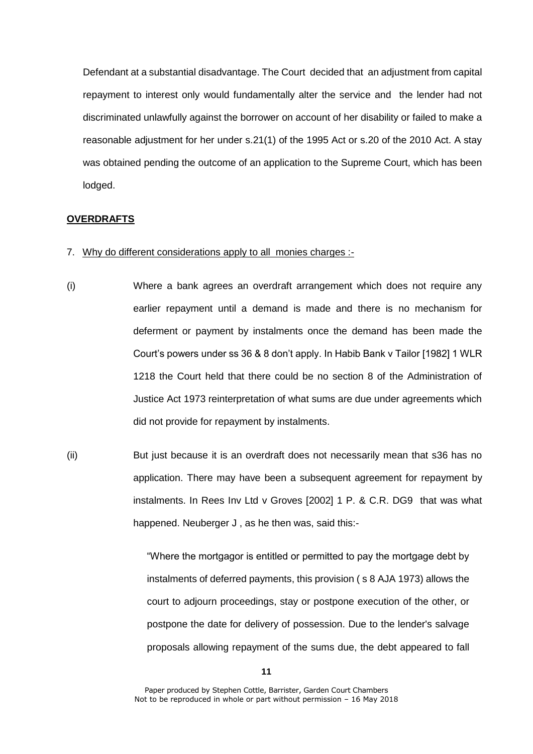Defendant at a substantial disadvantage. The Court decided that an adjustment from capital repayment to interest only would fundamentally alter the service and the lender had not discriminated unlawfully against the borrower on account of her disability or failed to make a reasonable adjustment for her under s.21(1) of the 1995 Act or s.20 of the 2010 Act. A stay was obtained pending the outcome of an application to the Supreme Court, which has been lodged.

**OVERDRAFTS**

7. Why do different considerations apply to all monies charges :-

(i) Where a bank agrees an overdraft arrangement which does not require any earlier repayment until a demand is made and there is no mechanism for deferment or payment by instalments once the demand has been made the Court's powers under ss 36 & 8 don't apply. In Habib Bank v Tailor [1982] 1 WLR 1218 the Court held that there could be no section 8 of the Administration of Justice Act 1973 reinterpretation of what sums are due under agreements which did not provide for repayment by instalments.

(ii) But just because it is an overdraft does not necessarily mean that s36 has no application. There may have been a subsequent agreement for repayment by instalments. In Rees Inv Ltd v Groves [2002] 1 P. & C.R. DG9 that was what happened. Neuberger J , as he then was, said this:-

> "Where the mortgagor is entitled or permitted to pay the mortgage debt by instalments of deferred payments, this provision ( s 8 AJA 1973) allows the court to adjourn proceedings, stay or postpone execution of the other, or postpone the date for delivery of possession. Due to the lender's salvage proposals allowing repayment of the sums due, the debt appeared to fall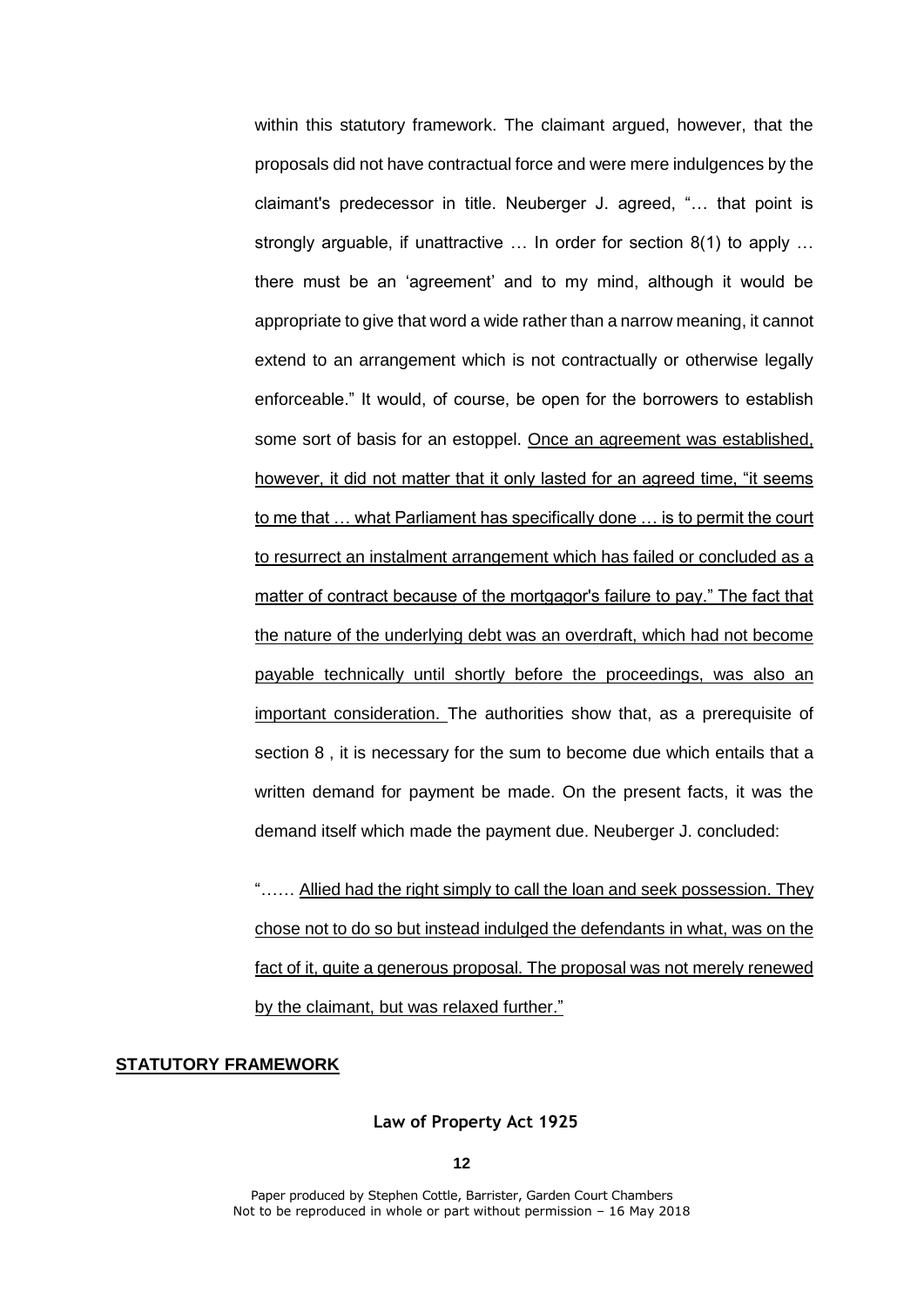within this statutory framework. The claimant argued, however, that the proposals did not have contractual force and were mere indulgences by the claimant's predecessor in title. Neuberger J. agreed, "… that point is strongly arguable, if unattractive … In order for section 8(1) to apply … there must be an 'agreement' and to my mind, although it would be appropriate to give that word a wide rather than a narrow meaning, it cannot extend to an arrangement which is not contractually or otherwise legally enforceable." It would, of course, be open for the borrowers to establish some sort of basis for an estoppel. <u>Once an agreement was established, however, it did not matter that it only lasted for an agreed time, "it seems to me that … what Parliament has specifically done … is to permit the court to resurrect an instalment arrangement which has failed or concluded as a matter of contract because of the mortgagor's failure to pay." The fact that the nature of the underlying debt was an overdraft, which had not become payable technically until shortly before the proceedings, was also an important consideration.</u> The authorities show that, as a prerequisite of section 8 , it is necessary for the sum to become due which entails that a written demand for payment be made. On the present facts, it was the demand itself which made the payment due. Neuberger J. concluded:

> "…… <u>Allied had the right simply to call the loan and seek possession. They chose not to do so but instead indulged the defendants in what, was on the fact of it, quite a generous proposal. The proposal was not merely renewed by the claimant, but was relaxed further."</u>

## **<u>STATUTORY FRAMEWORK</u>**

### **Law of Property Act 1925**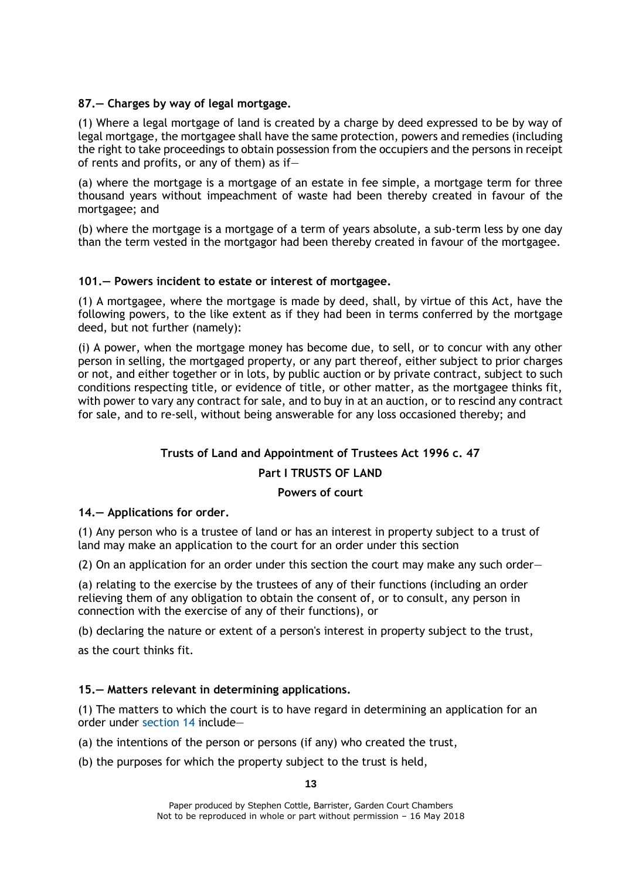**87.— Charges by way of legal mortgage.**

(1) Where a legal mortgage of land is created by a charge by deed expressed to be by way of legal mortgage, the mortgagee shall have the same protection, powers and remedies (including the right to take proceedings to obtain possession from the occupiers and the persons in receipt of rents and profits, or any of them) as if—

(a) where the mortgage is a mortgage of an estate in fee simple, a mortgage term for three thousand years without impeachment of waste had been thereby created in favour of the mortgagee; and

(b) where the mortgage is a mortgage of a term of years absolute, a sub-term less by one day than the term vested in the mortgagor had been thereby created in favour of the mortgagee.

**101.— Powers incident to estate or interest of mortgagee.**

(1) A mortgagee, where the mortgage is made by deed, shall, by virtue of this Act, have the following powers, to the like extent as if they had been in terms conferred by the mortgage deed, but not further (namely):

(i) A power, when the mortgage money has become due, to sell, or to concur with any other person in selling, the mortgaged property, or any part thereof, either subject to prior charges or not, and either together or in lots, by public auction or by private contract, subject to such conditions respecting title, or evidence of title, or other matter, as the mortgagee thinks fit, with power to vary any contract for sale, and to buy in at an auction, or to rescind any contract for sale, and to re-sell, without being answerable for any loss occasioned thereby; and

## Trusts of Land and Appointment of Trustees Act 1996 c. 47

### Part I TRUSTS OF LAND

### Powers of court

**14.— Applications for order.**

(1) Any person who is a trustee of land or has an interest in property subject to a trust of land may make an application to the court for an order under this section

(2) On an application for an order under this section the court may make any such order—

(a) relating to the exercise by the trustees of any of their functions (including an order relieving them of any obligation to obtain the consent of, or to consult, any person in connection with the exercise of any of their functions), or

(b) declaring the nature or extent of a person's interest in property subject to the trust,

as the court thinks fit.

**15.— Matters relevant in determining applications.**

(1) The matters to which the court is to have regard in determining an application for an order under section 14 include—

(a) the intentions of the person or persons (if any) who created the trust,

(b) the purposes for which the property subject to the trust is held,

Paper produced by Stephen Cottle, Barrister, Garden Court Chambers
Not to be reproduced in whole or part without permission – 16 May 2018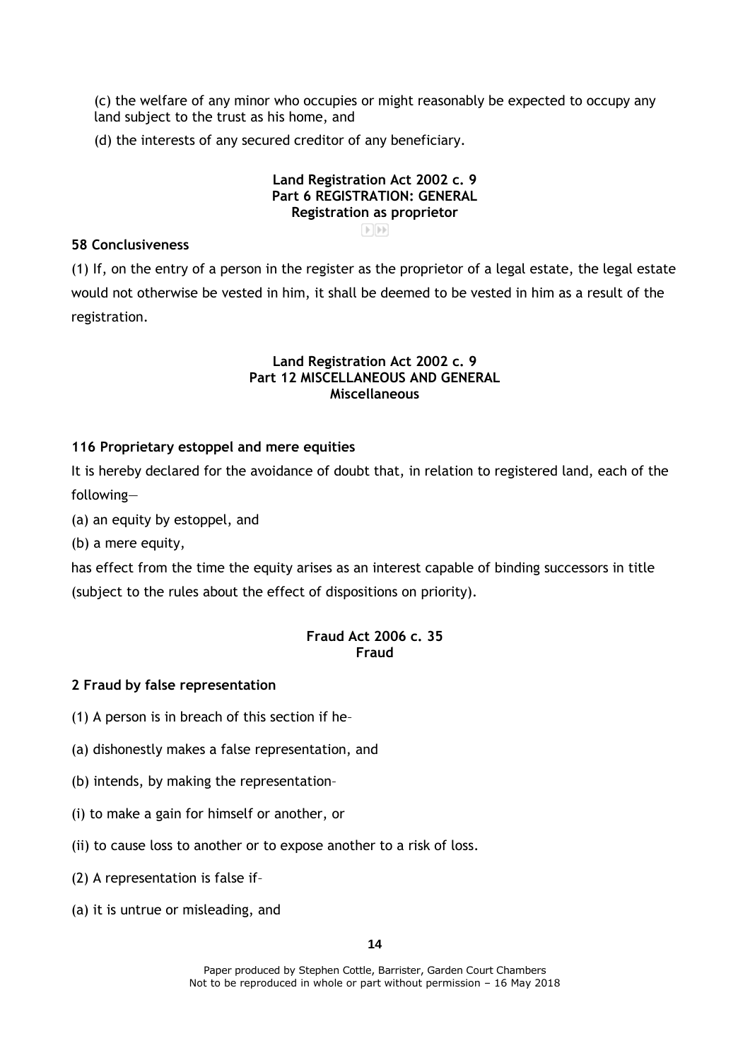(c) the welfare of any minor who occupies or might reasonably be expected to occupy any land subject to the trust as his home, and

(d) the interests of any secured creditor of any beneficiary.

**Land Registration Act 2002 c. 9**
**Part 6 REGISTRATION: GENERAL**
**Registration as proprietor**

**58 Conclusiveness**

(1) If, on the entry of a person in the register as the proprietor of a legal estate, the legal estate would not otherwise be vested in him, it shall be deemed to be vested in him as a result of the registration.

**Land Registration Act 2002 c. 9**
**Part 12 MISCELLANEOUS AND GENERAL**
**Miscellaneous**

**116 Proprietary estoppel and mere equities**

It is hereby declared for the avoidance of doubt that, in relation to registered land, each of the following—

(a) an equity by estoppel, and

(b) a mere equity,

has effect from the time the equity arises as an interest capable of binding successors in title (subject to the rules about the effect of dispositions on priority).

**Fraud Act 2006 c. 35**
**Fraud**

**2 Fraud by false representation**

(1) A person is in breach of this section if he–

(a) dishonestly makes a false representation, and

(b) intends, by making the representation–

(i) to make a gain for himself or another, or

(ii) to cause loss to another or to expose another to a risk of loss.

(2) A representation is false if–

(a) it is untrue or misleading, and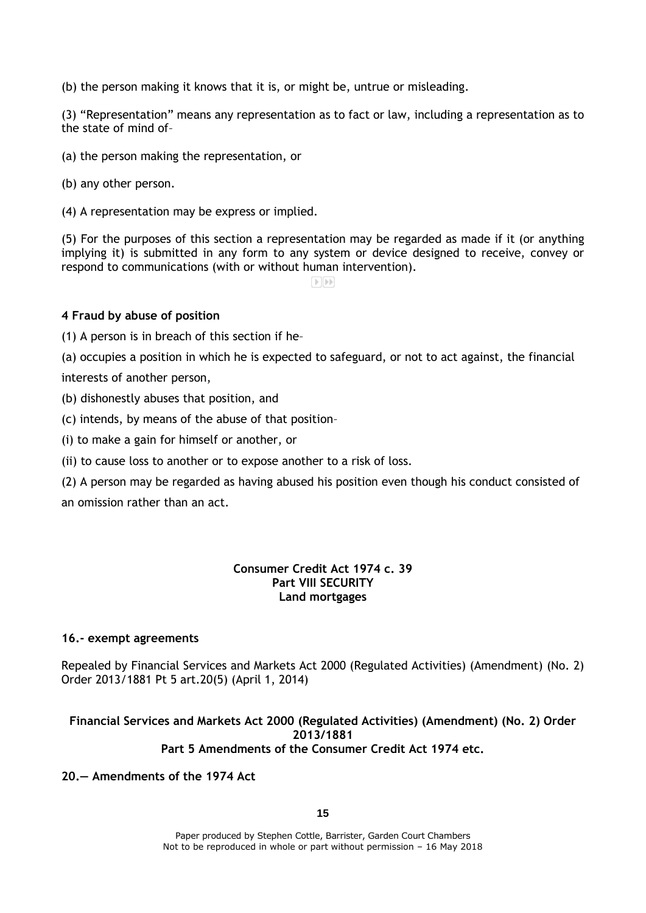(b) the person making it knows that it is, or might be, untrue or misleading.

(3) “Representation” means any representation as to fact or law, including a representation as to the state of mind of–

(a) the person making the representation, or

(b) any other person.

(4) A representation may be express or implied.

(5) For the purposes of this section a representation may be regarded as made if it (or anything implying it) is submitted in any form to any system or device designed to receive, convey or respond to communications (with or without human intervention).

**4 Fraud by abuse of position**

(1) A person is in breach of this section if he–

(a) occupies a position in which he is expected to safeguard, or not to act against, the financial interests of another person,

(b) dishonestly abuses that position, and

(c) intends, by means of the abuse of that position–

(i) to make a gain for himself or another, or

(ii) to cause loss to another or to expose another to a risk of loss.

(2) A person may be regarded as having abused his position even though his conduct consisted of an omission rather than an act.

**Consumer Credit Act 1974 c. 39**
**Part VIII SECURITY**
**Land mortgages**

**16.- exempt agreements**

Repealed by Financial Services and Markets Act 2000 (Regulated Activities) (Amendment) (No. 2) Order 2013/1881 Pt 5 art.20(5) (April 1, 2014)

**Financial Services and Markets Act 2000 (Regulated Activities) (Amendment) (No. 2) Order 2013/1881**
**Part 5 Amendments of the Consumer Credit Act 1974 etc.**

**20.— Amendments of the 1974 Act**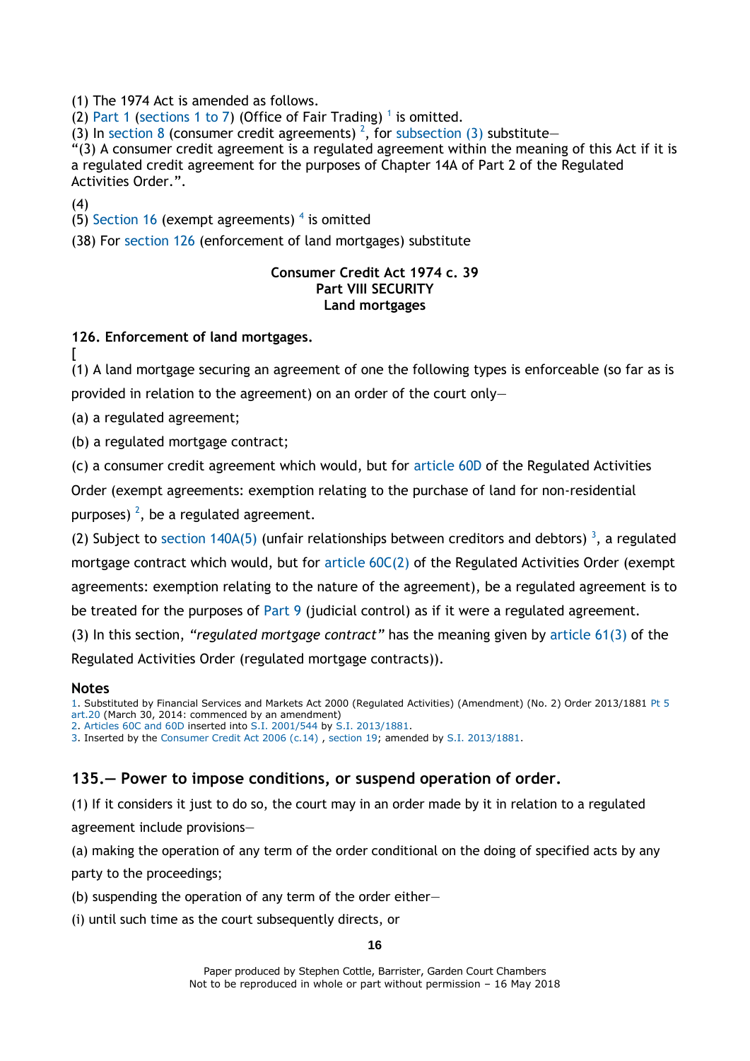(1) The 1974 Act is amended as follows.

(2) Part 1 (sections 1 to 7) (Office of Fair Trading) [1] is omitted.

(3) In section 8 (consumer credit agreements) [2], for subsection (3) substitute—

"(3) A consumer credit agreement is a regulated agreement within the meaning of this Act if it is a regulated credit agreement for the purposes of Chapter 14A of Part 2 of the Regulated Activities Order.".

(4)

(5) Section 16 (exempt agreements) [4] is omitted

(38) For section 126 (enforcement of land mortgages) substitute

**Consumer Credit Act 1974 c. 39**
**Part VIII SECURITY**
**Land mortgages**

### 126. Enforcement of land mortgages.

[

(1) A land mortgage securing an agreement of one the following types is enforceable (so far as is provided in relation to the agreement) on an order of the court only—

(a) a regulated agreement;

(b) a regulated mortgage contract;

(c) a consumer credit agreement which would, but for article 60D of the Regulated Activities Order (exempt agreements: exemption relating to the purchase of land for non-residential purposes) [2], be a regulated agreement.

(2) Subject to section 140A(5) (unfair relationships between creditors and debtors) [3], a regulated mortgage contract which would, but for article 60C(2) of the Regulated Activities Order (exempt agreements: exemption relating to the nature of the agreement), be a regulated agreement is to be treated for the purposes of Part 9 (judicial control) as if it were a regulated agreement.

(3) In this section, *"regulated mortgage contract"* has the meaning given by article 61(3) of the Regulated Activities Order (regulated mortgage contracts)).

**Notes**

1. Substituted by Financial Services and Markets Act 2000 (Regulated Activities) (Amendment) (No. 2) Order 2013/1881 Pt 5 art.20 (March 30, 2014: commenced by an amendment)
2. Articles 60C and 60D inserted into S.I. 2001/544 by S.I. 2013/1881.
3. Inserted by the Consumer Credit Act 2006 (c.14) , section 19; amended by S.I. 2013/1881.

### 135.— Power to impose conditions, or suspend operation of order.

(1) If it considers it just to do so, the court may in an order made by it in relation to a regulated agreement include provisions—

(a) making the operation of any term of the order conditional on the doing of specified acts by any party to the proceedings;

(b) suspending the operation of any term of the order either—

(i) until such time as the court subsequently directs, or

Paper produced by Stephen Cottle, Barrister, Garden Court Chambers
Not to be reproduced in whole or part without permission – 16 May 2018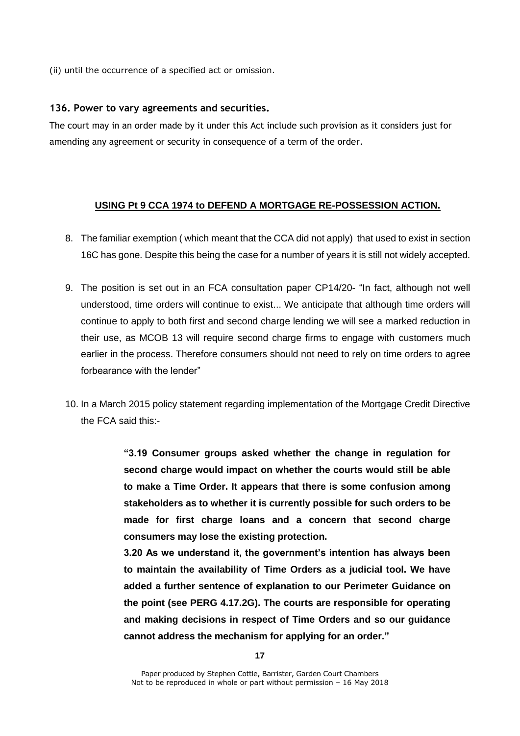(ii) until the occurrence of a specified act or omission.

**136. Power to vary agreements and securities.**

The court may in an order made by it under this Act include such provision as it considers just for amending any agreement or security in consequence of a term of the order.

## USING Pt 9 CCA 1974 to DEFEND A MORTGAGE RE-POSSESSION ACTION.

8. The familiar exemption ( which meant that the CCA did not apply) that used to exist in section 16C has gone. Despite this being the case for a number of years it is still not widely accepted.

9. The position is set out in an FCA consultation paper CP14/20- "In fact, although not well understood, time orders will continue to exist... We anticipate that although time orders will continue to apply to both first and second charge lending we will see a marked reduction in their use, as MCOB 13 will require second charge firms to engage with customers much earlier in the process. Therefore consumers should not need to rely on time orders to agree forbearance with the lender"

10. In a March 2015 policy statement regarding implementation of the Mortgage Credit Directive the FCA said this:-

> **"3.19 Consumer groups asked whether the change in regulation for second charge would impact on whether the courts would still be able to make a Time Order. It appears that there is some confusion among stakeholders as to whether it is currently possible for such orders to be made for first charge loans and a concern that second charge consumers may lose the existing protection.**
>
> **3.20 As we understand it, the government's intention has always been to maintain the availability of Time Orders as a judicial tool. We have added a further sentence of explanation to our Perimeter Guidance on the point (see PERG 4.17.2G). The courts are responsible for operating and making decisions in respect of Time Orders and so our guidance cannot address the mechanism for applying for an order."**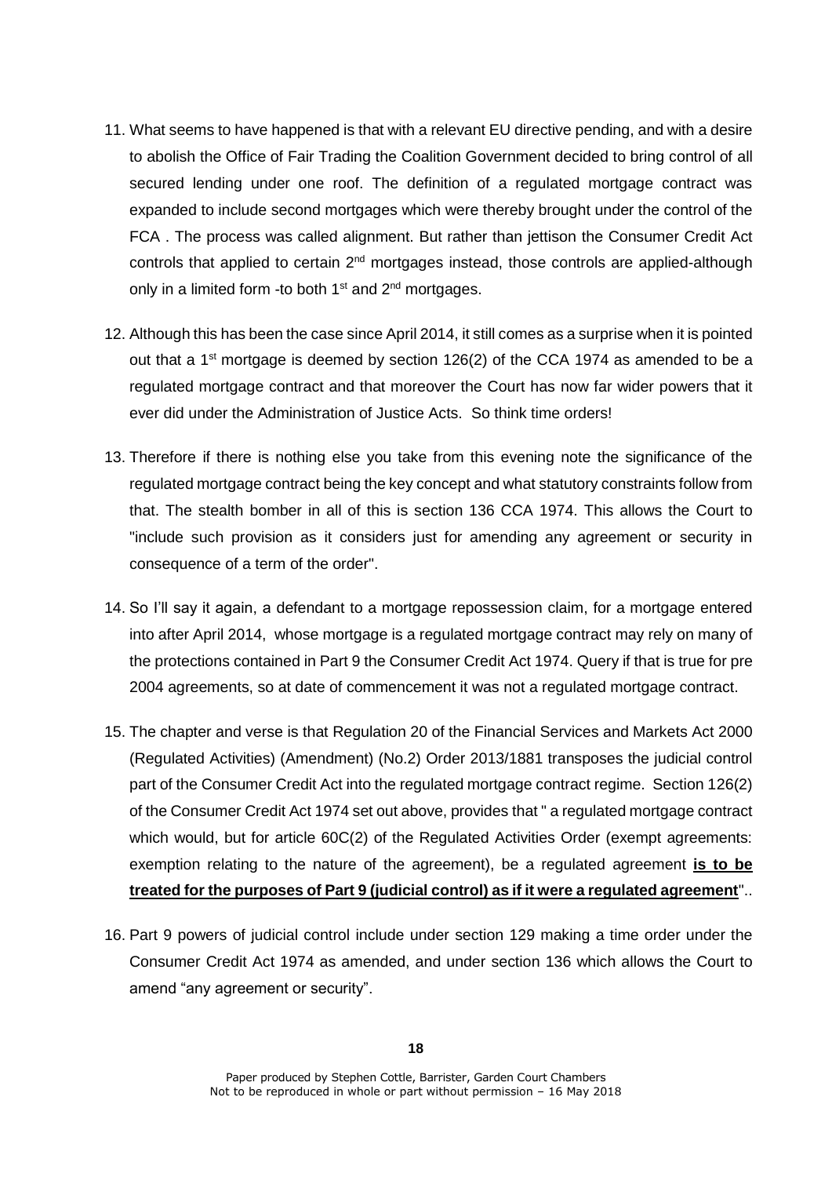11. What seems to have happened is that with a relevant EU directive pending, and with a desire to abolish the Office of Fair Trading the Coalition Government decided to bring control of all secured lending under one roof. The definition of a regulated mortgage contract was expanded to include second mortgages which were thereby brought under the control of the FCA . The process was called alignment. But rather than jettison the Consumer Credit Act controls that applied to certain 2nd mortgages instead, those controls are applied-although only in a limited form -to both 1st and 2nd mortgages.

12. Although this has been the case since April 2014, it still comes as a surprise when it is pointed out that a 1st mortgage is deemed by section 126(2) of the CCA 1974 as amended to be a regulated mortgage contract and that moreover the Court has now far wider powers that it ever did under the Administration of Justice Acts. So think time orders!

13. Therefore if there is nothing else you take from this evening note the significance of the regulated mortgage contract being the key concept and what statutory constraints follow from that. The stealth bomber in all of this is section 136 CCA 1974. This allows the Court to "include such provision as it considers just for amending any agreement or security in consequence of a term of the order".

14. So I'll say it again, a defendant to a mortgage repossession claim, for a mortgage entered into after April 2014, whose mortgage is a regulated mortgage contract may rely on many of the protections contained in Part 9 the Consumer Credit Act 1974. Query if that is true for pre 2004 agreements, so at date of commencement it was not a regulated mortgage contract.

15. The chapter and verse is that Regulation 20 of the Financial Services and Markets Act 2000 (Regulated Activities) (Amendment) (No.2) Order 2013/1881 transposes the judicial control part of the Consumer Credit Act into the regulated mortgage contract regime. Section 126(2) of the Consumer Credit Act 1974 set out above, provides that " a regulated mortgage contract which would, but for article 60C(2) of the Regulated Activities Order (exempt agreements: exemption relating to the nature of the agreement), be a regulated agreement **is to be treated for the purposes of Part 9 (judicial control) as if it were a regulated agreement**"..

16. Part 9 powers of judicial control include under section 129 making a time order under the Consumer Credit Act 1974 as amended, and under section 136 which allows the Court to amend "any agreement or security".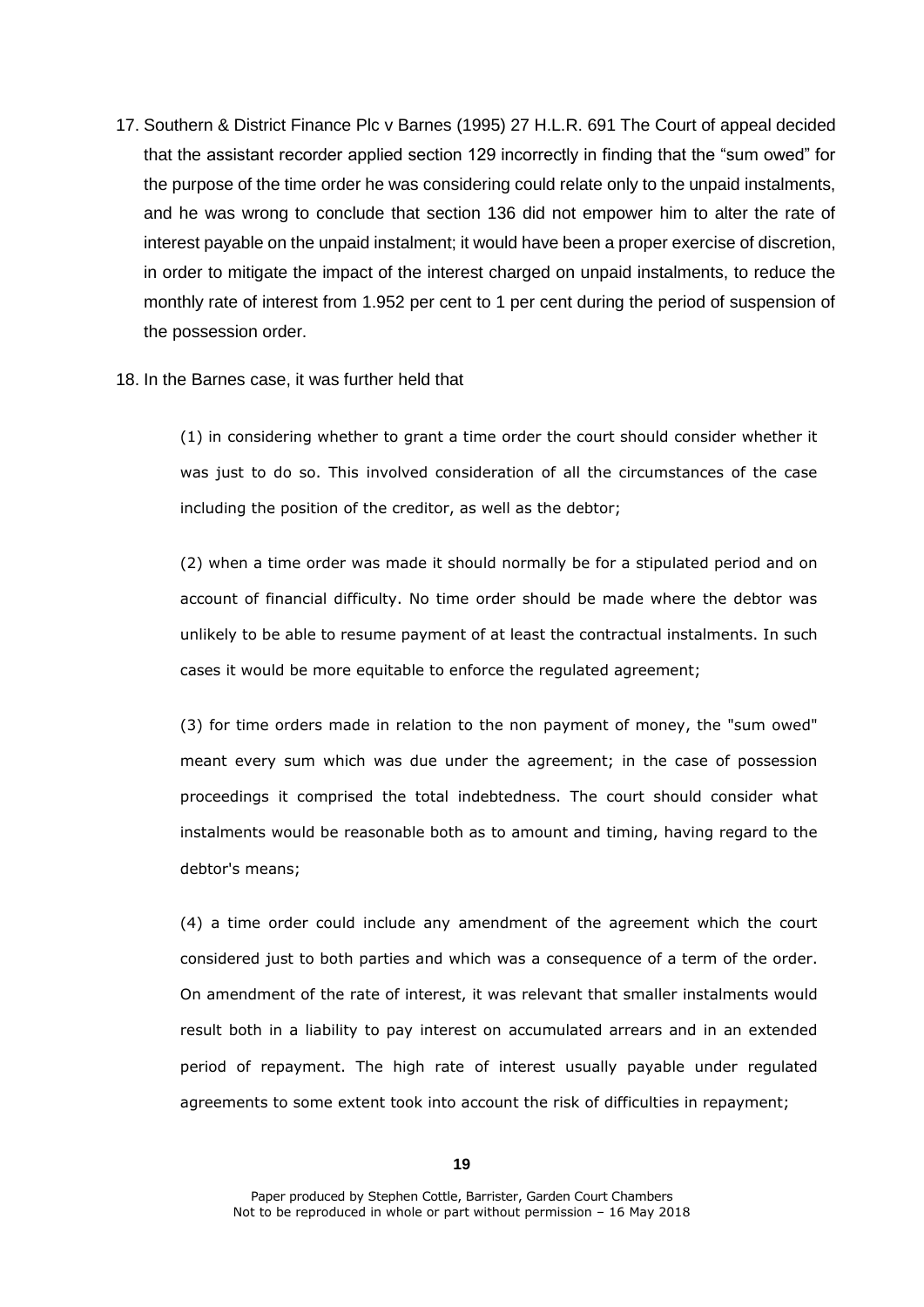17. Southern & District Finance Plc v Barnes (1995) 27 H.L.R. 691 The Court of appeal decided that the assistant recorder applied section 129 incorrectly in finding that the "sum owed" for the purpose of the time order he was considering could relate only to the unpaid instalments, and he was wrong to conclude that section 136 did not empower him to alter the rate of interest payable on the unpaid instalment; it would have been a proper exercise of discretion, in order to mitigate the impact of the interest charged on unpaid instalments, to reduce the monthly rate of interest from 1.952 per cent to 1 per cent during the period of suspension of the possession order.

18. In the Barnes case, it was further held that

> (1) in considering whether to grant a time order the court should consider whether it was just to do so. This involved consideration of all the circumstances of the case including the position of the creditor, as well as the debtor;
>
> (2) when a time order was made it should normally be for a stipulated period and on account of financial difficulty. No time order should be made where the debtor was unlikely to be able to resume payment of at least the contractual instalments. In such cases it would be more equitable to enforce the regulated agreement;
>
> (3) for time orders made in relation to the non payment of money, the "sum owed" meant every sum which was due under the agreement; in the case of possession proceedings it comprised the total indebtedness. The court should consider what instalments would be reasonable both as to amount and timing, having regard to the debtor's means;
>
> (4) a time order could include any amendment of the agreement which the court considered just to both parties and which was a consequence of a term of the order. On amendment of the rate of interest, it was relevant that smaller instalments would result both in a liability to pay interest on accumulated arrears and in an extended period of repayment. The high rate of interest usually payable under regulated agreements to some extent took into account the risk of difficulties in repayment;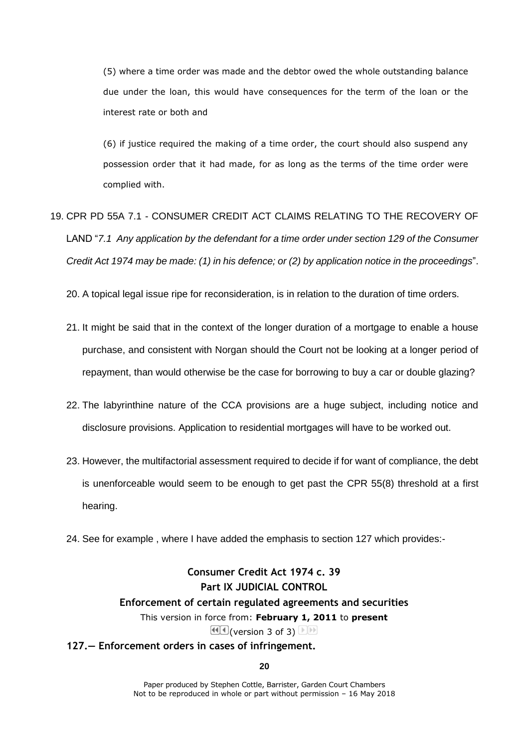(5) where a time order was made and the debtor owed the whole outstanding balance due under the loan, this would have consequences for the term of the loan or the interest rate or both and

(6) if justice required the making of a time order, the court should also suspend any possession order that it had made, for as long as the terms of the time order were complied with.

19. CPR PD 55A 7.1 - CONSUMER CREDIT ACT CLAIMS RELATING TO THE RECOVERY OF LAND "*7.1 Any application by the defendant for a time order under section 129 of the Consumer Credit Act 1974 may be made: (1) in his defence; or (2) by application notice in the proceedings*".

20. A topical legal issue ripe for reconsideration, is in relation to the duration of time orders.

21. It might be said that in the context of the longer duration of a mortgage to enable a house purchase, and consistent with Norgan should the Court not be looking at a longer period of repayment, than would otherwise be the case for borrowing to buy a car or double glazing?

22. The labyrinthine nature of the CCA provisions are a huge subject, including notice and disclosure provisions. Application to residential mortgages will have to be worked out.

23. However, the multifactorial assessment required to decide if for want of compliance, the debt is unenforceable would seem to be enough to get past the CPR 55(8) threshold at a first hearing.

24. See for example , where I have added the emphasis to section 127 which provides:-

**Consumer Credit Act 1974 c. 39**
**Part IX JUDICIAL CONTROL**
**Enforcement of certain regulated agreements and securities**
This version in force from: **February 1, 2011** to **present**
(version 3 of 3)

**127.— Enforcement orders in cases of infringement.**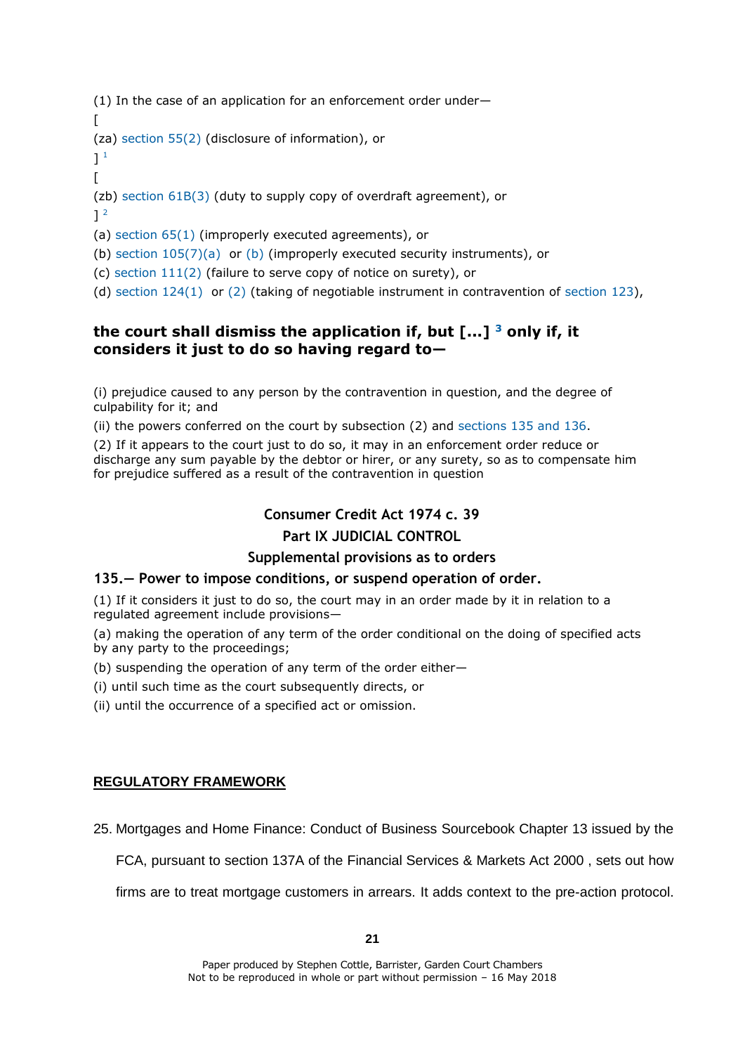(1) In the case of an application for an enforcement order under—

[

(za) section 55(2) (disclosure of information), or

] [1]

[

(zb) section 61B(3) (duty to supply copy of overdraft agreement), or

] [2]

(a) section 65(1) (improperly executed agreements), or

(b) section 105(7)(a) or (b) (improperly executed security instruments), or

(c) section 111(2) (failure to serve copy of notice on surety), or

(d) section 124(1) or (2) (taking of negotiable instrument in contravention of section 123),

**the court shall dismiss the application if, but [...] [3] only if, it considers it just to do so having regard to—**

(i) prejudice caused to any person by the contravention in question, and the degree of culpability for it; and

(ii) the powers conferred on the court by subsection (2) and sections 135 and 136.

(2) If it appears to the court just to do so, it may in an enforcement order reduce or discharge any sum payable by the debtor or hirer, or any surety, so as to compensate him for prejudice suffered as a result of the contravention in question

**Consumer Credit Act 1974 c. 39**

**Part IX JUDICIAL CONTROL**

**Supplemental provisions as to orders**

**135.— Power to impose conditions, or suspend operation of order.**

(1) If it considers it just to do so, the court may in an order made by it in relation to a regulated agreement include provisions—

(a) making the operation of any term of the order conditional on the doing of specified acts by any party to the proceedings;

(b) suspending the operation of any term of the order either—

(i) until such time as the court subsequently directs, or

(ii) until the occurrence of a specified act or omission.

## REGULATORY FRAMEWORK

25. Mortgages and Home Finance: Conduct of Business Sourcebook Chapter 13 issued by the FCA, pursuant to section 137A of the Financial Services & Markets Act 2000 , sets out how firms are to treat mortgage customers in arrears. It adds context to the pre-action protocol.

Paper produced by Stephen Cottle, Barrister, Garden Court Chambers
Not to be reproduced in whole or part without permission – 16 May 2018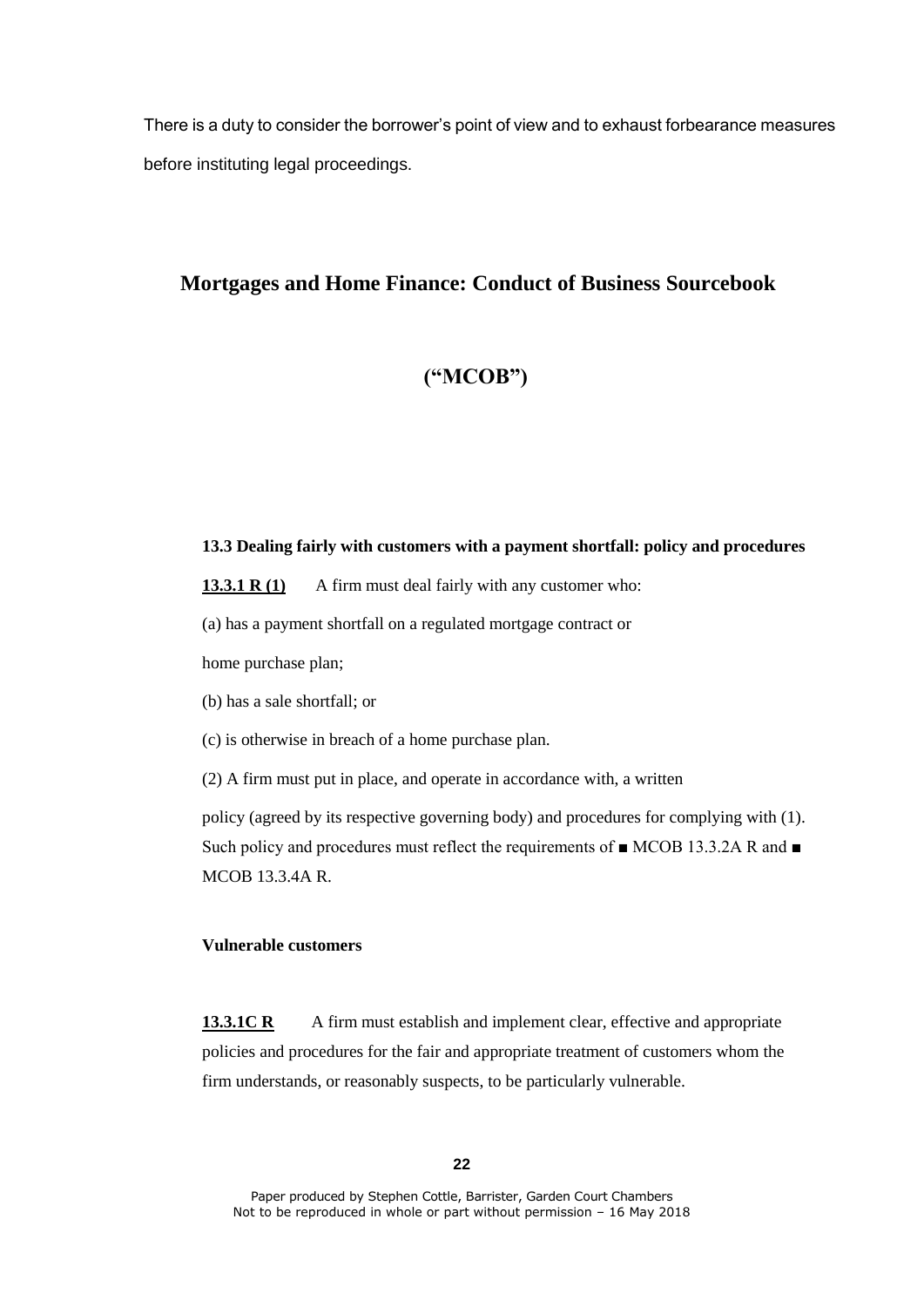There is a duty to consider the borrower's point of view and to exhaust forbearance measures before instituting legal proceedings.

## Mortgages and Home Finance: Conduct of Business Sourcebook

## ("MCOB")

**13.3 Dealing fairly with customers with a payment shortfall: policy and procedures**

**13.3.1 R (1)** A firm must deal fairly with any customer who:

(a) has a payment shortfall on a regulated mortgage contract or home purchase plan;

(b) has a sale shortfall; or

(c) is otherwise in breach of a home purchase plan.

(2) A firm must put in place, and operate in accordance with, a written policy (agreed by its respective governing body) and procedures for complying with (1). Such policy and procedures must reflect the requirements of ■ MCOB 13.3.2A R and ■ MCOB 13.3.4A R.

**Vulnerable customers**

**13.3.1C R** A firm must establish and implement clear, effective and appropriate policies and procedures for the fair and appropriate treatment of customers whom the firm understands, or reasonably suspects, to be particularly vulnerable.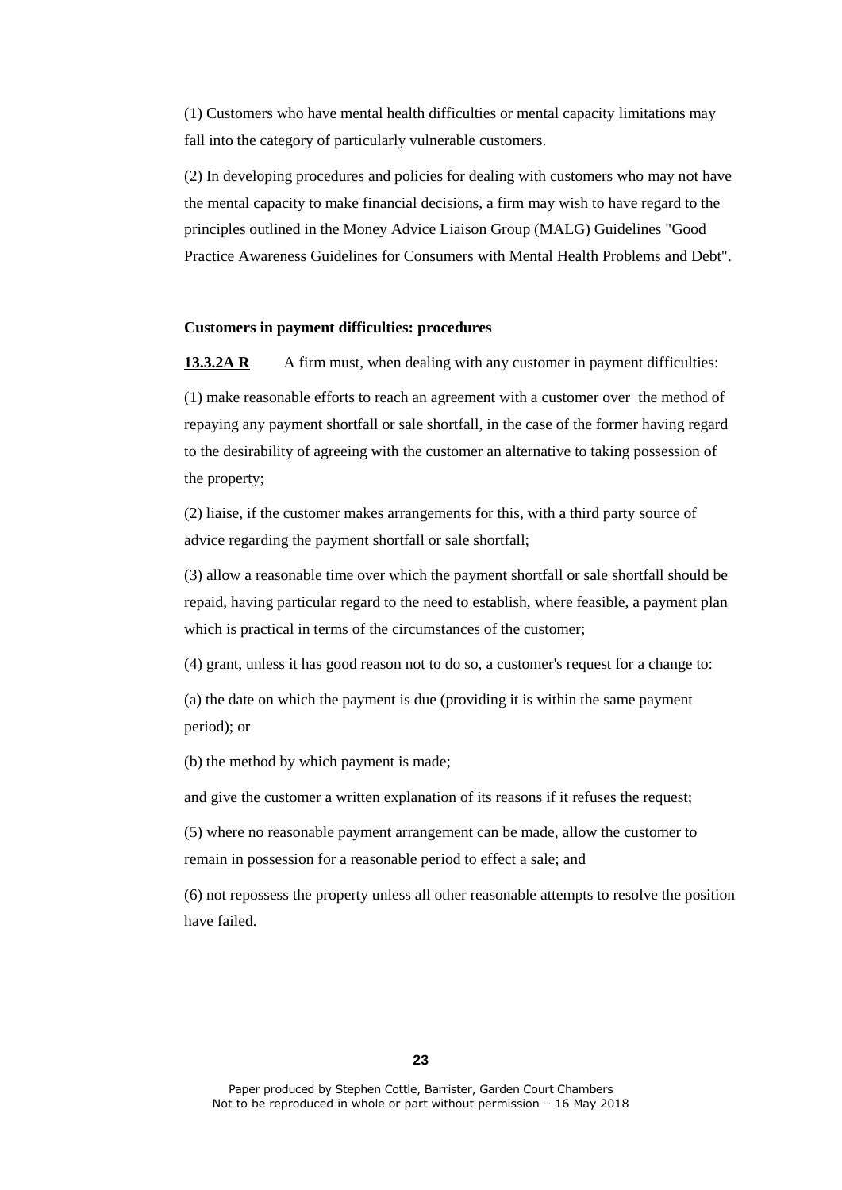(1) Customers who have mental health difficulties or mental capacity limitations may fall into the category of particularly vulnerable customers.

(2) In developing procedures and policies for dealing with customers who may not have the mental capacity to make financial decisions, a firm may wish to have regard to the principles outlined in the Money Advice Liaison Group (MALG) Guidelines "Good Practice Awareness Guidelines for Consumers with Mental Health Problems and Debt".

**Customers in payment difficulties: procedures**

**13.3.2A R** A firm must, when dealing with any customer in payment difficulties:

(1) make reasonable efforts to reach an agreement with a customer over the method of repaying any payment shortfall or sale shortfall, in the case of the former having regard to the desirability of agreeing with the customer an alternative to taking possession of the property;

(2) liaise, if the customer makes arrangements for this, with a third party source of advice regarding the payment shortfall or sale shortfall;

(3) allow a reasonable time over which the payment shortfall or sale shortfall should be repaid, having particular regard to the need to establish, where feasible, a payment plan which is practical in terms of the circumstances of the customer;

(4) grant, unless it has good reason not to do so, a customer's request for a change to:

(a) the date on which the payment is due (providing it is within the same payment period); or

(b) the method by which payment is made;

and give the customer a written explanation of its reasons if it refuses the request;

(5) where no reasonable payment arrangement can be made, allow the customer to remain in possession for a reasonable period to effect a sale; and

(6) not repossess the property unless all other reasonable attempts to resolve the position have failed.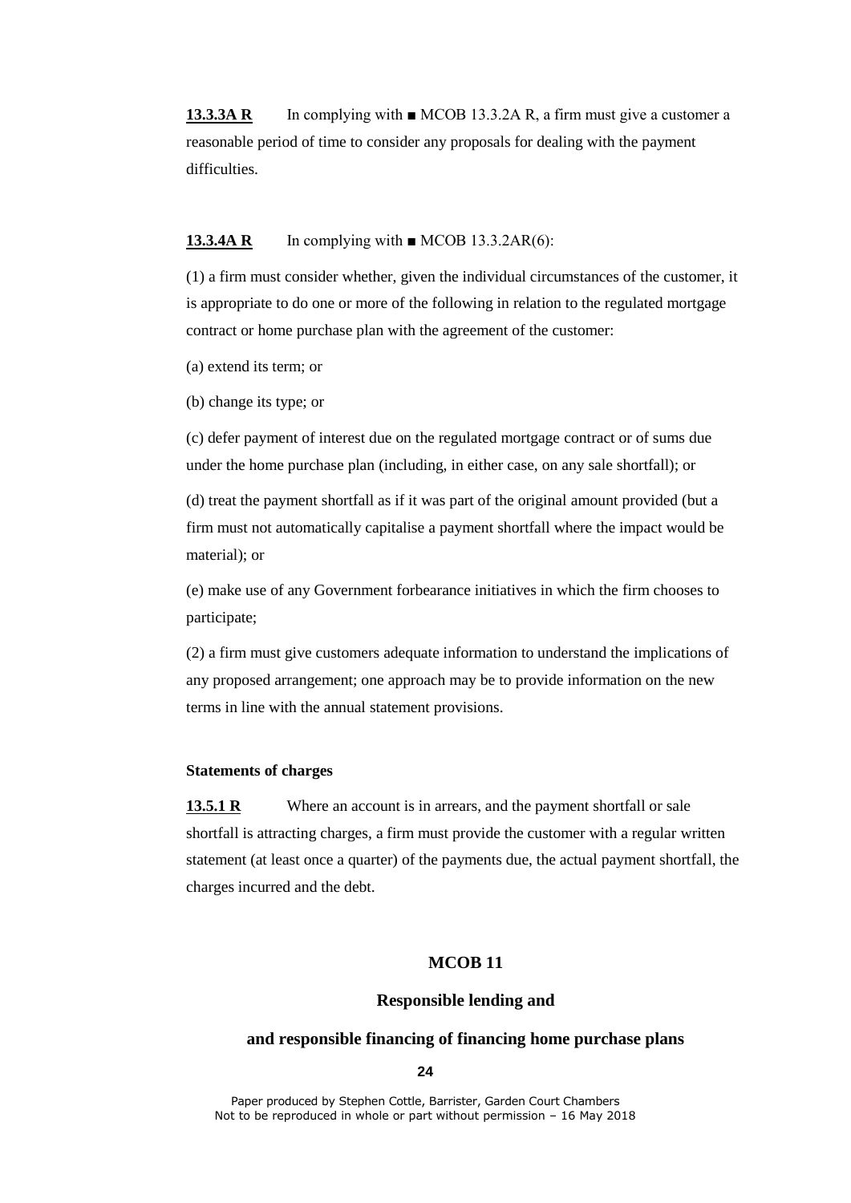**13.3.3A R** In complying with ■ MCOB 13.3.2A R, a firm must give a customer a reasonable period of time to consider any proposals for dealing with the payment difficulties.

**13.3.4A R** In complying with ■ MCOB 13.3.2AR(6):

(1) a firm must consider whether, given the individual circumstances of the customer, it is appropriate to do one or more of the following in relation to the regulated mortgage contract or home purchase plan with the agreement of the customer:

(a) extend its term; or

(b) change its type; or

(c) defer payment of interest due on the regulated mortgage contract or of sums due under the home purchase plan (including, in either case, on any sale shortfall); or

(d) treat the payment shortfall as if it was part of the original amount provided (but a firm must not automatically capitalise a payment shortfall where the impact would be material); or

(e) make use of any Government forbearance initiatives in which the firm chooses to participate;

(2) a firm must give customers adequate information to understand the implications of any proposed arrangement; one approach may be to provide information on the new terms in line with the annual statement provisions.

**Statements of charges**

**13.5.1 R** Where an account is in arrears, and the payment shortfall or sale shortfall is attracting charges, a firm must provide the customer with a regular written statement (at least once a quarter) of the payments due, the actual payment shortfall, the charges incurred and the debt.

## MCOB 11

### Responsible lending and

### and responsible financing of financing home purchase plans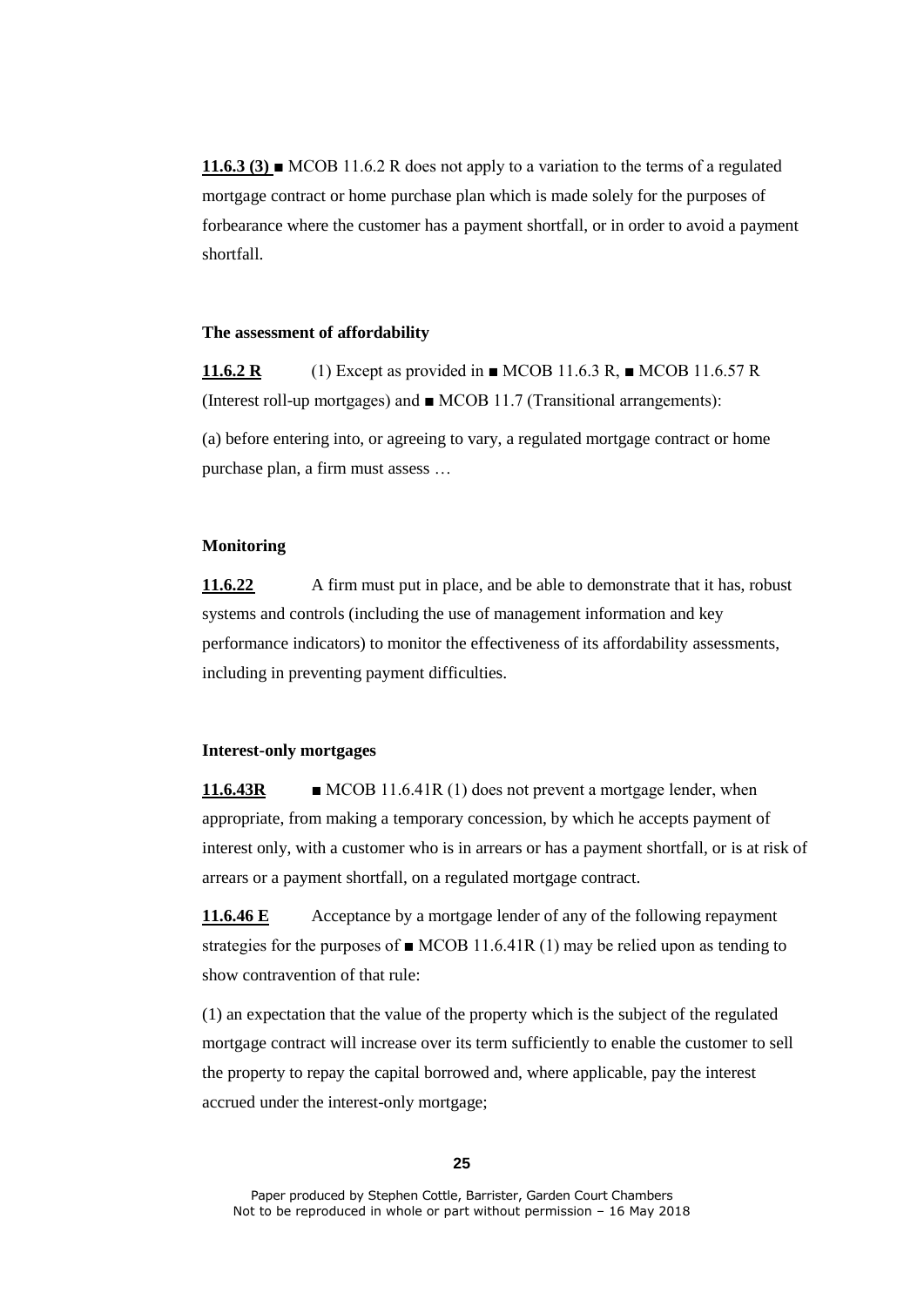**11.6.3 (3)** ■ MCOB 11.6.2 R does not apply to a variation to the terms of a regulated mortgage contract or home purchase plan which is made solely for the purposes of forbearance where the customer has a payment shortfall, or in order to avoid a payment shortfall.

**The assessment of affordability**

**11.6.2 R** (1) Except as provided in ■ MCOB 11.6.3 R, ■ MCOB 11.6.57 R (Interest roll-up mortgages) and ■ MCOB 11.7 (Transitional arrangements):

(a) before entering into, or agreeing to vary, a regulated mortgage contract or home purchase plan, a firm must assess …

**Monitoring**

**11.6.22** A firm must put in place, and be able to demonstrate that it has, robust systems and controls (including the use of management information and key performance indicators) to monitor the effectiveness of its affordability assessments, including in preventing payment difficulties.

**Interest-only mortgages**

**11.6.43R** ■ MCOB 11.6.41R (1) does not prevent a mortgage lender, when appropriate, from making a temporary concession, by which he accepts payment of interest only, with a customer who is in arrears or has a payment shortfall, or is at risk of arrears or a payment shortfall, on a regulated mortgage contract.

**11.6.46 E** Acceptance by a mortgage lender of any of the following repayment strategies for the purposes of ■ MCOB 11.6.41R (1) may be relied upon as tending to show contravention of that rule:

(1) an expectation that the value of the property which is the subject of the regulated mortgage contract will increase over its term sufficiently to enable the customer to sell the property to repay the capital borrowed and, where applicable, pay the interest accrued under the interest-only mortgage;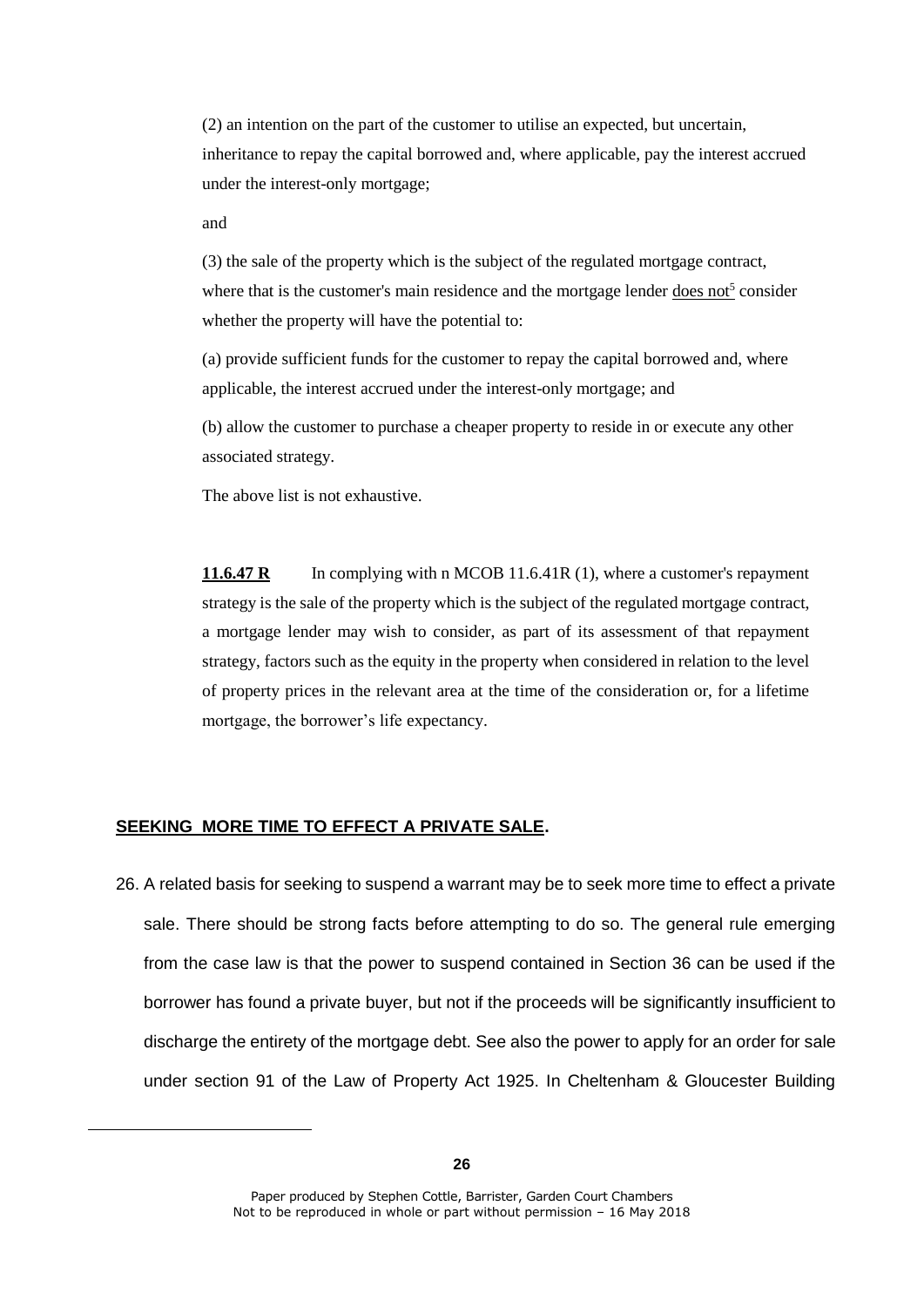(2) an intention on the part of the customer to utilise an expected, but uncertain, inheritance to repay the capital borrowed and, where applicable, pay the interest accrued under the interest-only mortgage;

and

(3) the sale of the property which is the subject of the regulated mortgage contract, where that is the customer's main residence and the mortgage lender does not[5] consider whether the property will have the potential to:

(a) provide sufficient funds for the customer to repay the capital borrowed and, where applicable, the interest accrued under the interest-only mortgage; and

(b) allow the customer to purchase a cheaper property to reside in or execute any other associated strategy.

The above list is not exhaustive.

**11.6.47 R** In complying with n MCOB 11.6.41R (1), where a customer's repayment strategy is the sale of the property which is the subject of the regulated mortgage contract, a mortgage lender may wish to consider, as part of its assessment of that repayment strategy, factors such as the equity in the property when considered in relation to the level of property prices in the relevant area at the time of the consideration or, for a lifetime mortgage, the borrower's life expectancy.

## SEEKING MORE TIME TO EFFECT A PRIVATE SALE.

26. A related basis for seeking to suspend a warrant may be to seek more time to effect a private sale. There should be strong facts before attempting to do so. The general rule emerging from the case law is that the power to suspend contained in Section 36 can be used if the borrower has found a private buyer, but not if the proceeds will be significantly insufficient to discharge the entirety of the mortgage debt. See also the power to apply for an order for sale under section 91 of the Law of Property Act 1925. In Cheltenham & Gloucester Building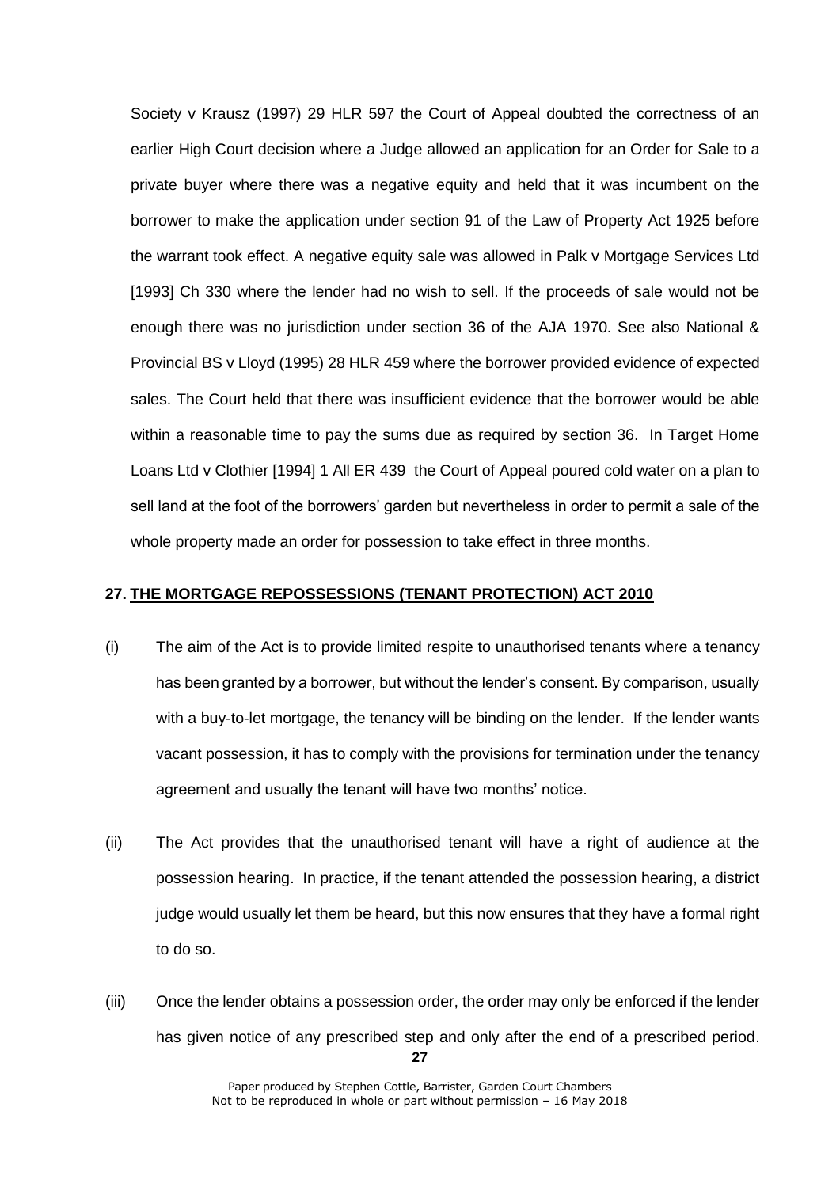Society v Krausz (1997) 29 HLR 597 the Court of Appeal doubted the correctness of an earlier High Court decision where a Judge allowed an application for an Order for Sale to a private buyer where there was a negative equity and held that it was incumbent on the borrower to make the application under section 91 of the Law of Property Act 1925 before the warrant took effect. A negative equity sale was allowed in Palk v Mortgage Services Ltd [1993] Ch 330 where the lender had no wish to sell. If the proceeds of sale would not be enough there was no jurisdiction under section 36 of the AJA 1970. See also National & Provincial BS v Lloyd (1995) 28 HLR 459 where the borrower provided evidence of expected sales. The Court held that there was insufficient evidence that the borrower would be able within a reasonable time to pay the sums due as required by section 36. In Target Home Loans Ltd v Clothier [1994] 1 All ER 439 the Court of Appeal poured cold water on a plan to sell land at the foot of the borrowers' garden but nevertheless in order to permit a sale of the whole property made an order for possession to take effect in three months.

## 27. THE MORTGAGE REPOSSESSIONS (TENANT PROTECTION) ACT 2010

(i) The aim of the Act is to provide limited respite to unauthorised tenants where a tenancy has been granted by a borrower, but without the lender's consent. By comparison, usually with a buy-to-let mortgage, the tenancy will be binding on the lender. If the lender wants vacant possession, it has to comply with the provisions for termination under the tenancy agreement and usually the tenant will have two months' notice.

(ii) The Act provides that the unauthorised tenant will have a right of audience at the possession hearing. In practice, if the tenant attended the possession hearing, a district judge would usually let them be heard, but this now ensures that they have a formal right to do so.

(iii) Once the lender obtains a possession order, the order may only be enforced if the lender has given notice of any prescribed step and only after the end of a prescribed period.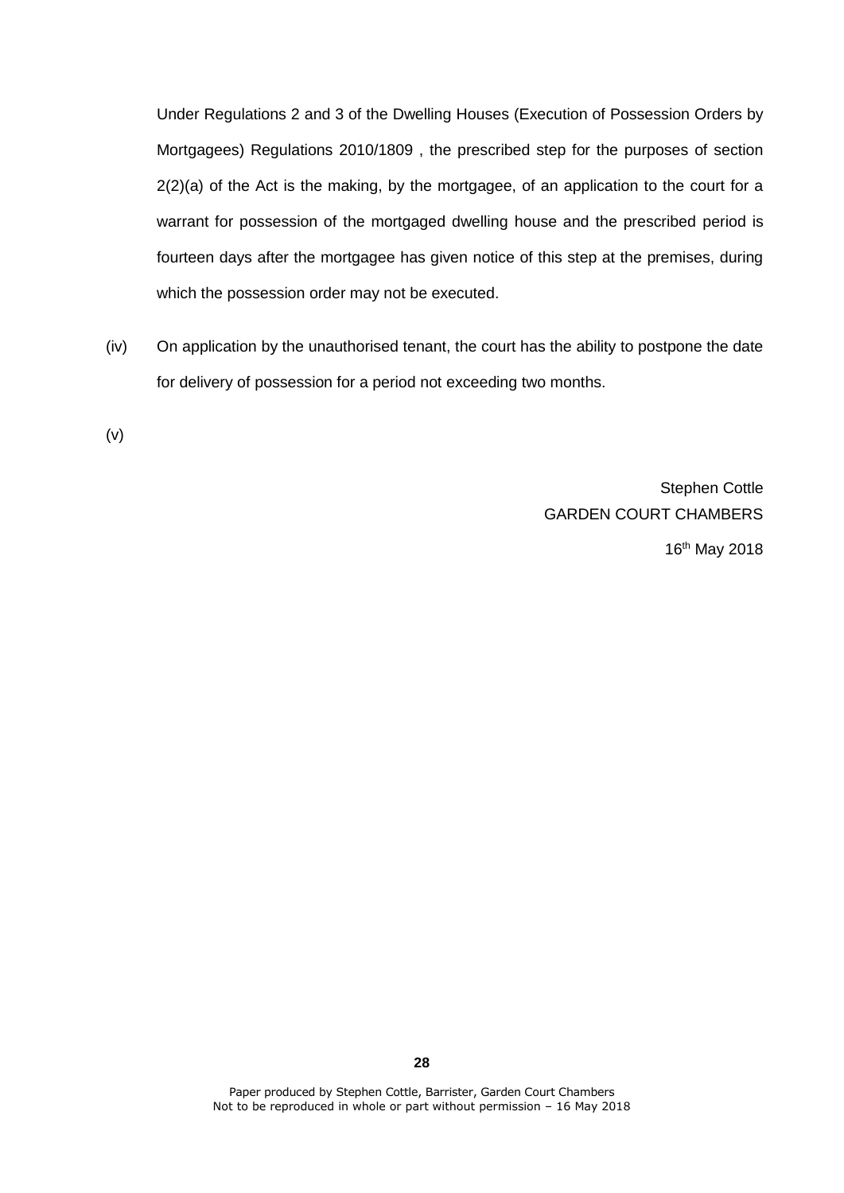Under Regulations 2 and 3 of the Dwelling Houses (Execution of Possession Orders by Mortgagees) Regulations 2010/1809 , the prescribed step for the purposes of section 2(2)(a) of the Act is the making, by the mortgagee, of an application to the court for a warrant for possession of the mortgaged dwelling house and the prescribed period is fourteen days after the mortgagee has given notice of this step at the premises, during which the possession order may not be executed.

(iv) On application by the unauthorised tenant, the court has the ability to postpone the date for delivery of possession for a period not exceeding two months.

(v)

Stephen Cottle
GARDEN COURT CHAMBERS

16th May 2018

Paper produced by Stephen Cottle, Barrister, Garden Court Chambers
Not to be reproduced in whole or part without permission – 16 May 2018